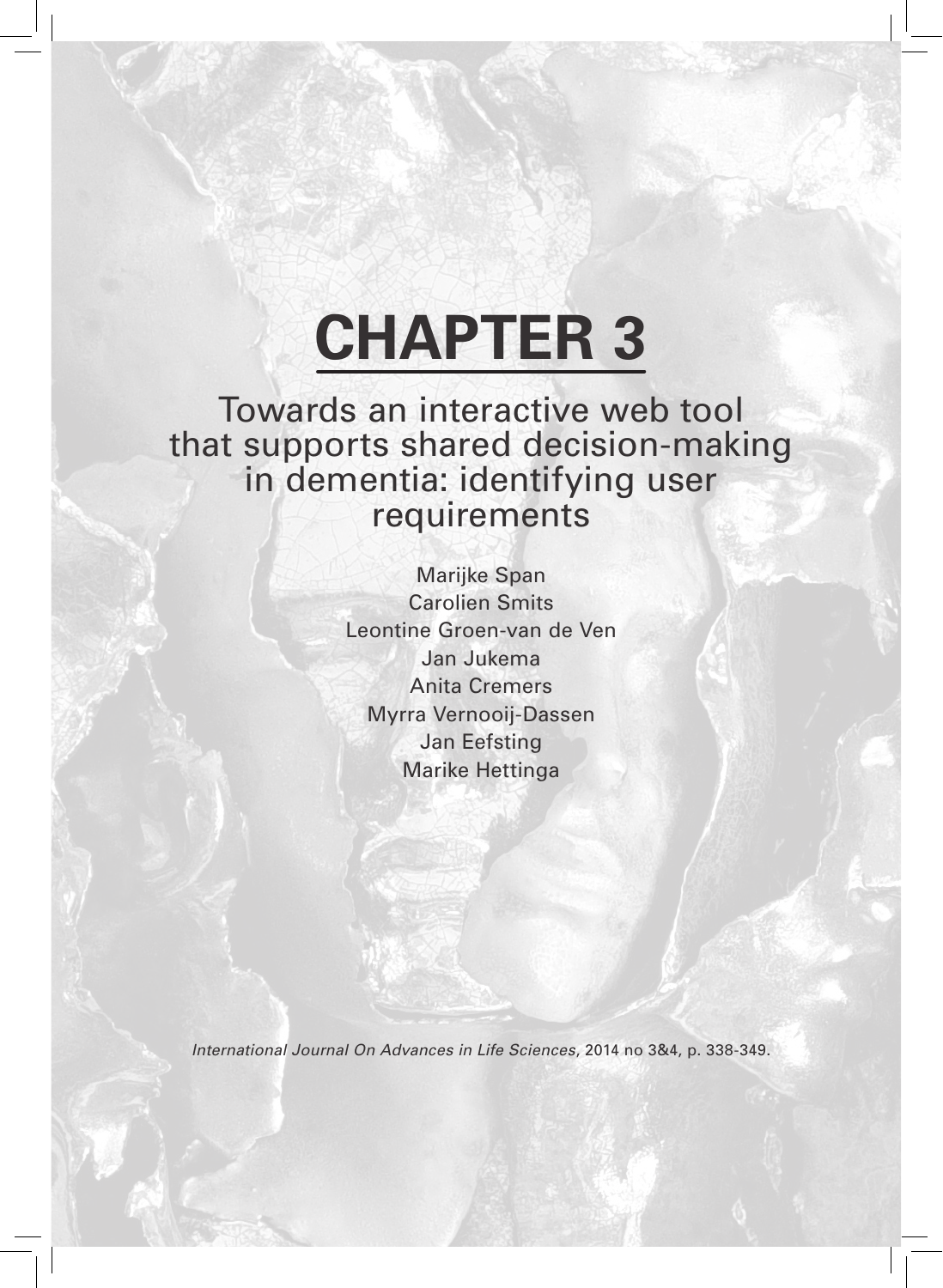# CHAPTER 3

## Towards an interactive web tool that supports shared decision-making in dementia: identifying user requirements

Marijke Span
Carolien Smits
Leontine Groen-van de Ven
Jan Jukema
Anita Cremers
Myrra Vernooij-Dassen
Jan Eefsting
Marike Hettinga

*International Journal On Advances in Life Sciences*, 2014 no 3&4, p. 338-349.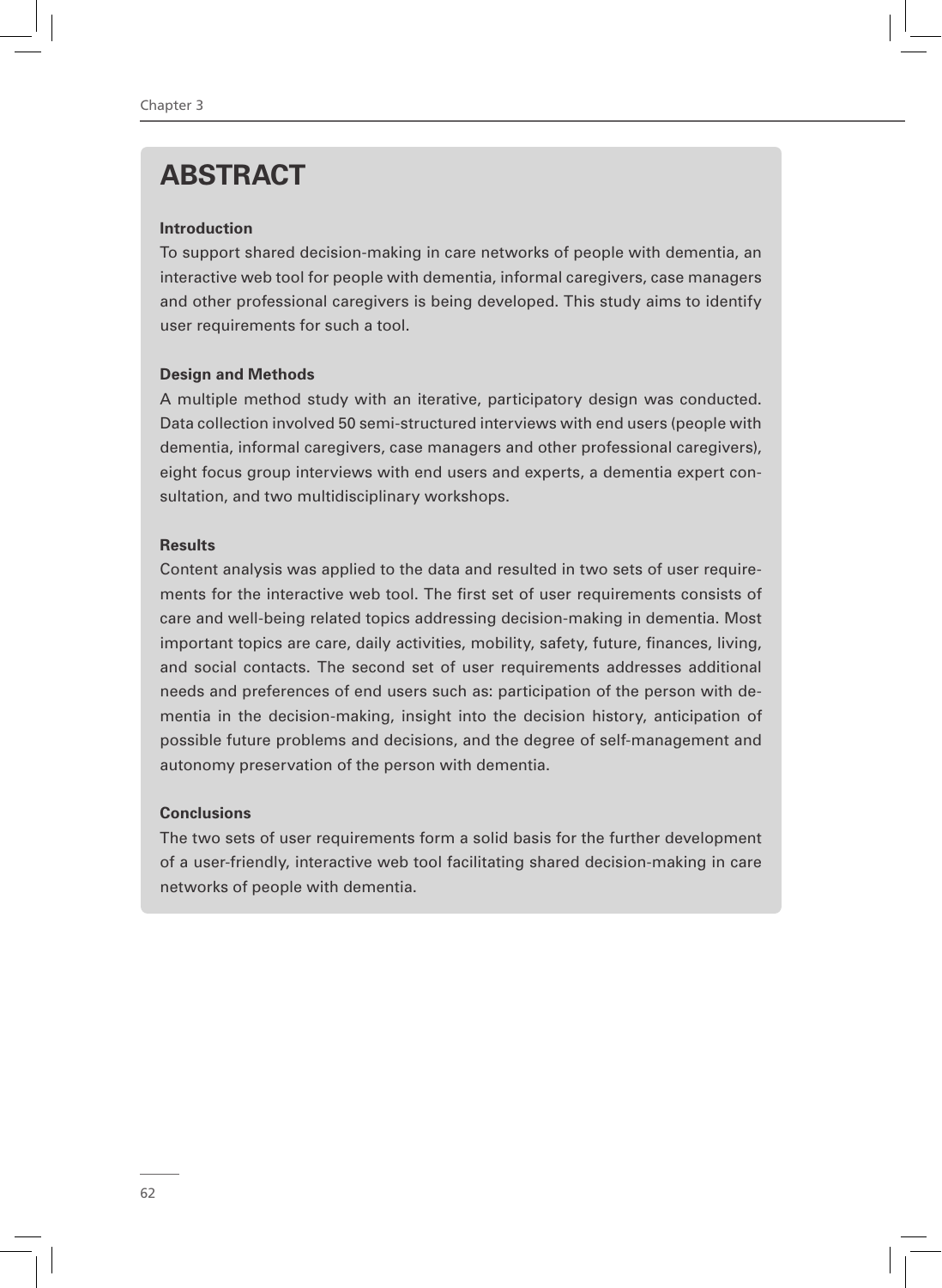# ABSTRACT

**Introduction**

To support shared decision-making in care networks of people with dementia, an interactive web tool for people with dementia, informal caregivers, case managers and other professional caregivers is being developed. This study aims to identify user requirements for such a tool.

**Design and Methods**

A multiple method study with an iterative, participatory design was conducted. Data collection involved 50 semi-structured interviews with end users (people with dementia, informal caregivers, case managers and other professional caregivers), eight focus group interviews with end users and experts, a dementia expert consultation, and two multidisciplinary workshops.

**Results**

Content analysis was applied to the data and resulted in two sets of user requirements for the interactive web tool. The first set of user requirements consists of care and well-being related topics addressing decision-making in dementia. Most important topics are care, daily activities, mobility, safety, future, finances, living, and social contacts. The second set of user requirements addresses additional needs and preferences of end users such as: participation of the person with dementia in the decision-making, insight into the decision history, anticipation of possible future problems and decisions, and the degree of self-management and autonomy preservation of the person with dementia.

**Conclusions**

The two sets of user requirements form a solid basis for the further development of a user-friendly, interactive web tool facilitating shared decision-making in care networks of people with dementia.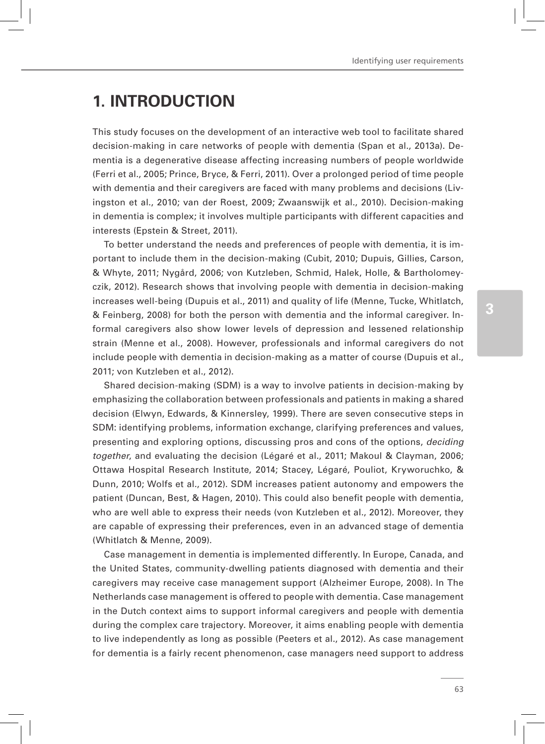# 1. INTRODUCTION

This study focuses on the development of an interactive web tool to facilitate shared decision-making in care networks of people with dementia (Span et al., 2013a). Dementia is a degenerative disease affecting increasing numbers of people worldwide (Ferri et al., 2005; Prince, Bryce, & Ferri, 2011). Over a prolonged period of time people with dementia and their caregivers are faced with many problems and decisions (Livingston et al., 2010; van der Roest, 2009; Zwaanswijk et al., 2010). Decision-making in dementia is complex; it involves multiple participants with different capacities and interests (Epstein & Street, 2011).

To better understand the needs and preferences of people with dementia, it is important to include them in the decision-making (Cubit, 2010; Dupuis, Gillies, Carson, & Whyte, 2011; Nygård, 2006; von Kutzleben, Schmid, Halek, Holle, & Bartholomeyczik, 2012). Research shows that involving people with dementia in decision-making increases well-being (Dupuis et al., 2011) and quality of life (Menne, Tucke, Whitlatch, & Feinberg, 2008) for both the person with dementia and the informal caregiver. Informal caregivers also show lower levels of depression and lessened relationship strain (Menne et al., 2008). However, professionals and informal caregivers do not include people with dementia in decision-making as a matter of course (Dupuis et al., 2011; von Kutzleben et al., 2012).

Shared decision-making (SDM) is a way to involve patients in decision-making by emphasizing the collaboration between professionals and patients in making a shared decision (Elwyn, Edwards, & Kinnersley, 1999). There are seven consecutive steps in SDM: identifying problems, information exchange, clarifying preferences and values, presenting and exploring options, discussing pros and cons of the options, *deciding together*, and evaluating the decision (Légaré et al., 2011; Makoul & Clayman, 2006; Ottawa Hospital Research Institute, 2014; Stacey, Légaré, Pouliot, Kryworuchko, & Dunn, 2010; Wolfs et al., 2012). SDM increases patient autonomy and empowers the patient (Duncan, Best, & Hagen, 2010). This could also benefit people with dementia, who are well able to express their needs (von Kutzleben et al., 2012). Moreover, they are capable of expressing their preferences, even in an advanced stage of dementia (Whitlatch & Menne, 2009).

Case management in dementia is implemented differently. In Europe, Canada, and the United States, community-dwelling patients diagnosed with dementia and their caregivers may receive case management support (Alzheimer Europe, 2008). In The Netherlands case management is offered to people with dementia. Case management in the Dutch context aims to support informal caregivers and people with dementia during the complex care trajectory. Moreover, it aims enabling people with dementia to live independently as long as possible (Peeters et al., 2012). As case management for dementia is a fairly recent phenomenon, case managers need support to address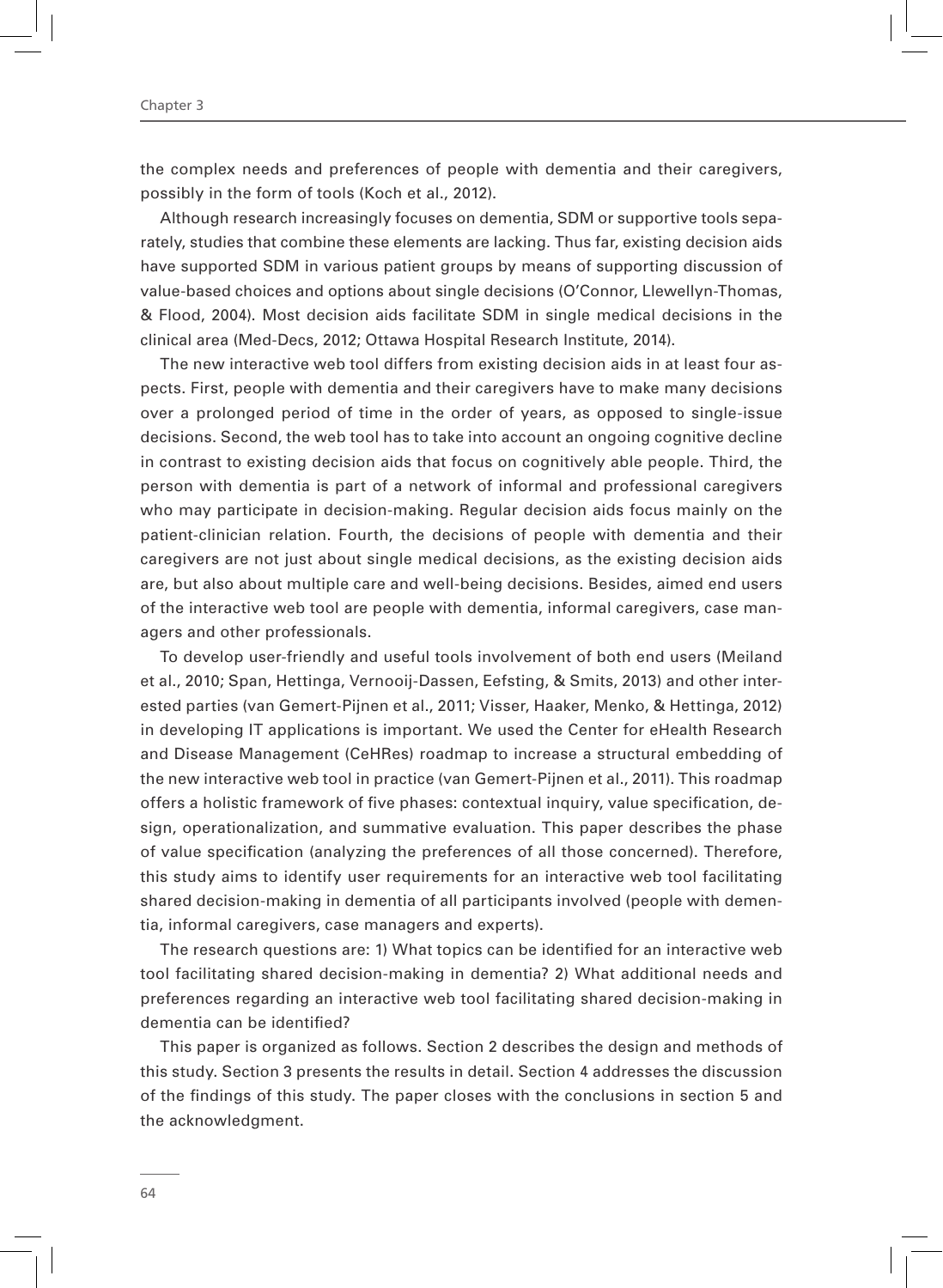the complex needs and preferences of people with dementia and their caregivers, possibly in the form of tools (Koch et al., 2012).

Although research increasingly focuses on dementia, SDM or supportive tools separately, studies that combine these elements are lacking. Thus far, existing decision aids have supported SDM in various patient groups by means of supporting discussion of value-based choices and options about single decisions (O'Connor, Llewellyn-Thomas, & Flood, 2004). Most decision aids facilitate SDM in single medical decisions in the clinical area (Med-Decs, 2012; Ottawa Hospital Research Institute, 2014).

The new interactive web tool differs from existing decision aids in at least four aspects. First, people with dementia and their caregivers have to make many decisions over a prolonged period of time in the order of years, as opposed to single-issue decisions. Second, the web tool has to take into account an ongoing cognitive decline in contrast to existing decision aids that focus on cognitively able people. Third, the person with dementia is part of a network of informal and professional caregivers who may participate in decision-making. Regular decision aids focus mainly on the patient-clinician relation. Fourth, the decisions of people with dementia and their caregivers are not just about single medical decisions, as the existing decision aids are, but also about multiple care and well-being decisions. Besides, aimed end users of the interactive web tool are people with dementia, informal caregivers, case managers and other professionals.

To develop user-friendly and useful tools involvement of both end users (Meiland et al., 2010; Span, Hettinga, Vernooij-Dassen, Eefsting, & Smits, 2013) and other interested parties (van Gemert-Pijnen et al., 2011; Visser, Haaker, Menko, & Hettinga, 2012) in developing IT applications is important. We used the Center for eHealth Research and Disease Management (CeHRes) roadmap to increase a structural embedding of the new interactive web tool in practice (van Gemert-Pijnen et al., 2011). This roadmap offers a holistic framework of five phases: contextual inquiry, value specification, design, operationalization, and summative evaluation. This paper describes the phase of value specification (analyzing the preferences of all those concerned). Therefore, this study aims to identify user requirements for an interactive web tool facilitating shared decision-making in dementia of all participants involved (people with dementia, informal caregivers, case managers and experts).

The research questions are: 1) What topics can be identified for an interactive web tool facilitating shared decision-making in dementia? 2) What additional needs and preferences regarding an interactive web tool facilitating shared decision-making in dementia can be identified?

This paper is organized as follows. Section 2 describes the design and methods of this study. Section 3 presents the results in detail. Section 4 addresses the discussion of the findings of this study. The paper closes with the conclusions in section 5 and the acknowledgment.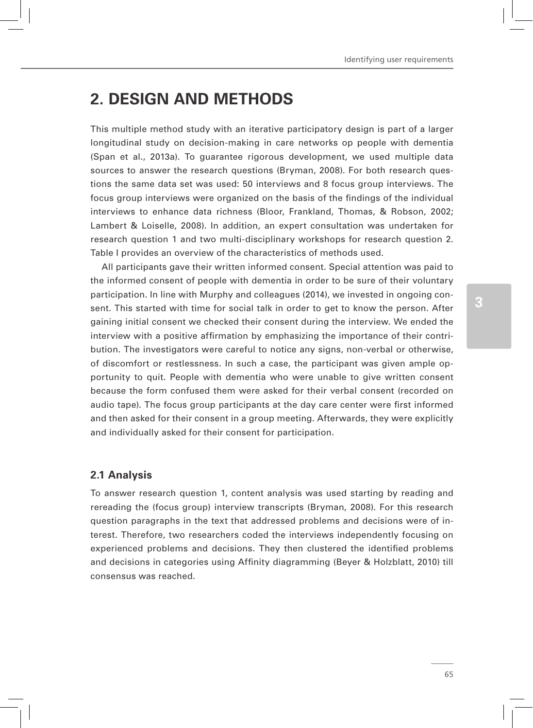# 2. DESIGN AND METHODS

This multiple method study with an iterative participatory design is part of a larger longitudinal study on decision-making in care networks op people with dementia (Span et al., 2013a). To guarantee rigorous development, we used multiple data sources to answer the research questions (Bryman, 2008). For both research questions the same data set was used: 50 interviews and 8 focus group interviews. The focus group interviews were organized on the basis of the findings of the individual interviews to enhance data richness (Bloor, Frankland, Thomas, & Robson, 2002; Lambert & Loiselle, 2008). In addition, an expert consultation was undertaken for research question 1 and two multi-disciplinary workshops for research question 2. Table I provides an overview of the characteristics of methods used.

All participants gave their written informed consent. Special attention was paid to the informed consent of people with dementia in order to be sure of their voluntary participation. In line with Murphy and colleagues (2014), we invested in ongoing consent. This started with time for social talk in order to get to know the person. After gaining initial consent we checked their consent during the interview. We ended the interview with a positive affirmation by emphasizing the importance of their contribution. The investigators were careful to notice any signs, non-verbal or otherwise, of discomfort or restlessness. In such a case, the participant was given ample opportunity to quit. People with dementia who were unable to give written consent because the form confused them were asked for their verbal consent (recorded on audio tape). The focus group participants at the day care center were first informed and then asked for their consent in a group meeting. Afterwards, they were explicitly and individually asked for their consent for participation.

## 2.1 Analysis

To answer research question 1, content analysis was used starting by reading and rereading the (focus group) interview transcripts (Bryman, 2008). For this research question paragraphs in the text that addressed problems and decisions were of interest. Therefore, two researchers coded the interviews independently focusing on experienced problems and decisions. They then clustered the identified problems and decisions in categories using Affinity diagramming (Beyer & Holzblatt, 2010) till consensus was reached.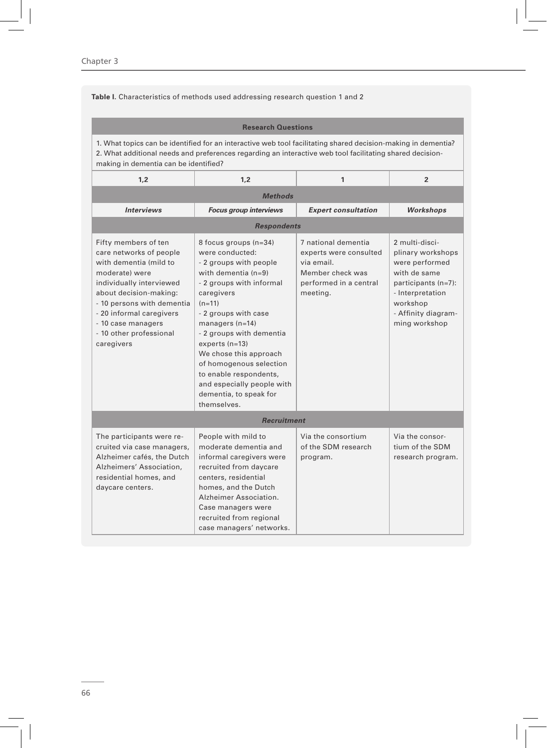**Table I.** Characteristics of methods used addressing research question 1 and 2

| **Research Questions** | | | |
|---|---|---|---|
| 1. What topics can be identified for an interactive web tool facilitating shared decision-making in dementia? 2. What additional needs and preferences regarding an interactive web tool facilitating shared decision-making in dementia can be identified? | | | |
| **1,2** | **1,2** | **1** | **2** |
| ***Methods*** | | | |
| ***Interviews*** | ***Focus group interviews*** | ***Expert consultation*** | ***Workshops*** |
| ***Respondents*** | | | |
| Fifty members of ten care networks of people with dementia (mild to moderate) were individually interviewed about decision-making: - 10 persons with dementia - 20 informal caregivers - 10 case managers - 10 other professional caregivers | 8 focus groups (n=34) were conducted: - 2 groups with people with dementia (n=9) - 2 groups with informal caregivers (n=11) - 2 groups with case managers (n=14) - 2 groups with dementia experts (n=13) We chose this approach of homogenous selection to enable respondents, and especially people with dementia, to speak for themselves. | 7 national dementia experts were consulted via email. Member check was performed in a central meeting. | 2 multi-disciplinary workshops were performed with de same participants (n=7): - Interpretation workshop - Affinity diagramming workshop |
| ***Recruitment*** | | | |
| The participants were recruited via case managers, Alzheimer cafés, the Dutch Alzheimers' Association, residential homes, and daycare centers. | People with mild to moderate dementia and informal caregivers were recruited from daycare centers, residential homes, and the Dutch Alzheimer Association. Case managers were recruited from regional case managers' networks. | Via the consortium of the SDM research program. | Via the consortium of the SDM research program. |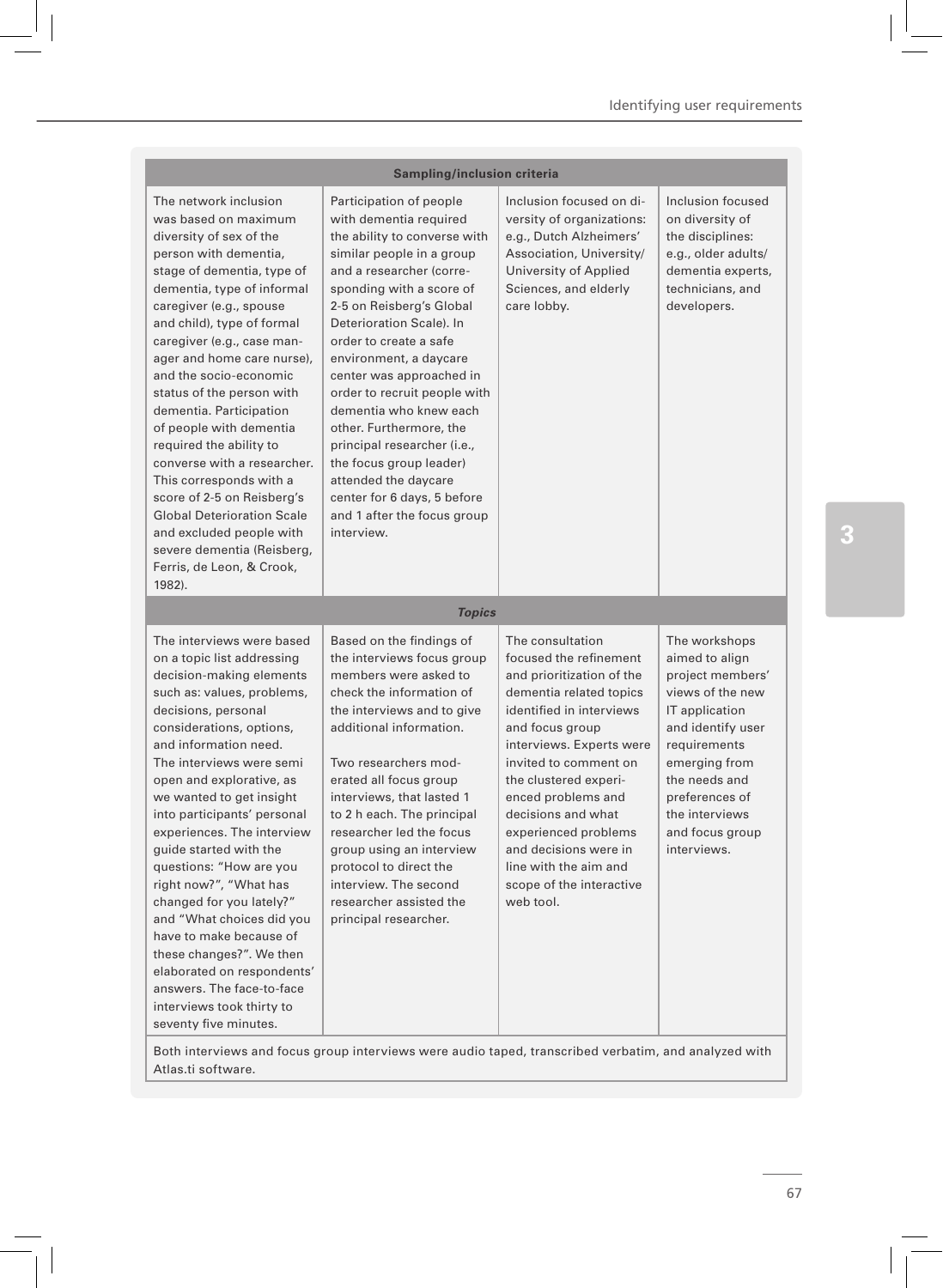| Sampling/inclusion criteria | | | |
|---|---|---|---|
| The network inclusion was based on maximum diversity of sex of the person with dementia, stage of dementia, type of dementia, type of informal caregiver (e.g., spouse and child), type of formal caregiver (e.g., case manager and home care nurse), and the socio-economic status of the person with dementia. Participation of people with dementia required the ability to converse with a researcher. This corresponds with a score of 2-5 on Reisberg's Global Deterioration Scale and excluded people with severe dementia (Reisberg, Ferris, de Leon, & Crook, 1982). | Participation of people with dementia required the ability to converse with similar people in a group and a researcher (corresponding with a score of 2-5 on Reisberg's Global Deterioration Scale). In order to create a safe environment, a daycare center was approached in order to recruit people with dementia who knew each other. Furthermore, the principal researcher (i.e., the focus group leader) attended the daycare center for 6 days, 5 before and 1 after the focus group interview. | Inclusion focused on diversity of organizations: e.g., Dutch Alzheimers' Association, University/ University of Applied Sciences, and elderly care lobby. | Inclusion focused on diversity of the disciplines: e.g., older adults/ dementia experts, technicians, and developers. |
| ***Topics*** | | | |
| The interviews were based on a topic list addressing decision-making elements such as: values, problems, decisions, personal considerations, options, and information need. The interviews were semi open and explorative, as we wanted to get insight into participants' personal experiences. The interview guide started with the questions: "How are you right now?", "What has changed for you lately?" and "What choices did you have to make because of these changes?". We then elaborated on respondents' answers. The face-to-face interviews took thirty to seventy five minutes. | Based on the findings of the interviews focus group members were asked to check the information of the interviews and to give additional information. Two researchers moderated all focus group interviews, that lasted 1 to 2 h each. The principal researcher led the focus group using an interview protocol to direct the interview. The second researcher assisted the principal researcher. | The consultation focused the refinement and prioritization of the dementia related topics identified in interviews and focus group interviews. Experts were invited to comment on the clustered experienced problems and decisions and what experienced problems and decisions were in line with the aim and scope of the interactive web tool. | The workshops aimed to align project members' views of the new IT application and identify user requirements emerging from the needs and preferences of the interviews and focus group interviews. |
| Both interviews and focus group interviews were audio taped, transcribed verbatim, and analyzed with Atlas.ti software. | | | |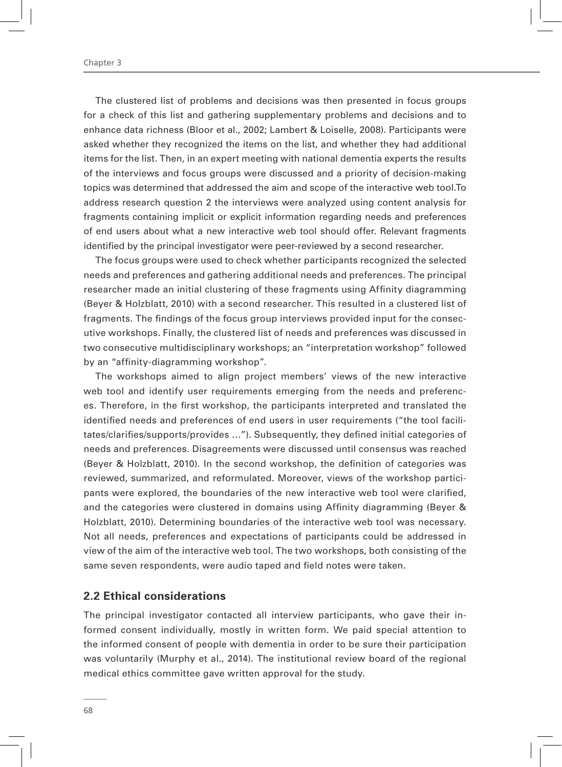The clustered list of problems and decisions was then presented in focus groups for a check of this list and gathering supplementary problems and decisions and to enhance data richness (Bloor et al., 2002; Lambert & Loiselle, 2008). Participants were asked whether they recognized the items on the list, and whether they had additional items for the list. Then, in an expert meeting with national dementia experts the results of the interviews and focus groups were discussed and a priority of decision-making topics was determined that addressed the aim and scope of the interactive web tool.To address research question 2 the interviews were analyzed using content analysis for fragments containing implicit or explicit information regarding needs and preferences of end users about what a new interactive web tool should offer. Relevant fragments identified by the principal investigator were peer-reviewed by a second researcher.

The focus groups were used to check whether participants recognized the selected needs and preferences and gathering additional needs and preferences. The principal researcher made an initial clustering of these fragments using Affinity diagramming (Beyer & Holzblatt, 2010) with a second researcher. This resulted in a clustered list of fragments. The findings of the focus group interviews provided input for the consecutive workshops. Finally, the clustered list of needs and preferences was discussed in two consecutive multidisciplinary workshops; an "interpretation workshop" followed by an "affinity-diagramming workshop".

The workshops aimed to align project members' views of the new interactive web tool and identify user requirements emerging from the needs and preferences. Therefore, in the first workshop, the participants interpreted and translated the identified needs and preferences of end users in user requirements ("the tool facilitates/clarifies/supports/provides …"). Subsequently, they defined initial categories of needs and preferences. Disagreements were discussed until consensus was reached (Beyer & Holzblatt, 2010). In the second workshop, the definition of categories was reviewed, summarized, and reformulated. Moreover, views of the workshop participants were explored, the boundaries of the new interactive web tool were clarified, and the categories were clustered in domains using Affinity diagramming (Beyer & Holzblatt, 2010). Determining boundaries of the interactive web tool was necessary. Not all needs, preferences and expectations of participants could be addressed in view of the aim of the interactive web tool. The two workshops, both consisting of the same seven respondents, were audio taped and field notes were taken.

## 2.2 Ethical considerations

The principal investigator contacted all interview participants, who gave their informed consent individually, mostly in written form. We paid special attention to the informed consent of people with dementia in order to be sure their participation was voluntarily (Murphy et al., 2014). The institutional review board of the regional medical ethics committee gave written approval for the study.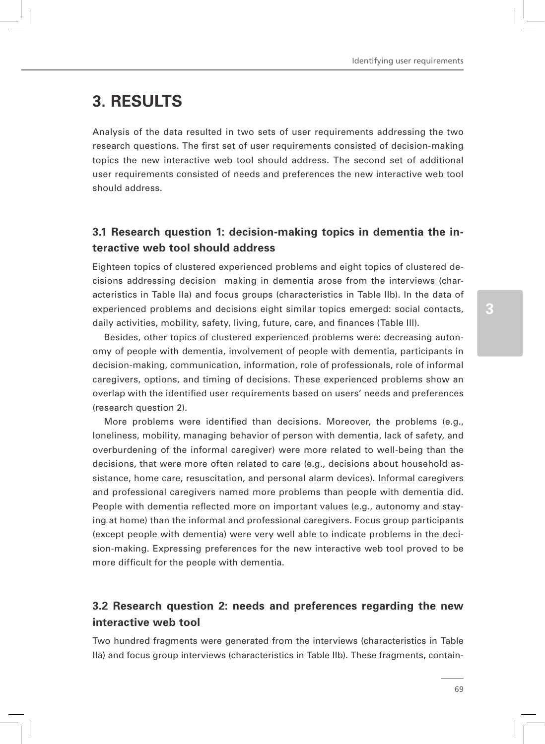# 3. RESULTS

Analysis of the data resulted in two sets of user requirements addressing the two research questions. The first set of user requirements consisted of decision-making topics the new interactive web tool should address. The second set of additional user requirements consisted of needs and preferences the new interactive web tool should address.

## 3.1 Research question 1: decision-making topics in dementia the interactive web tool should address

Eighteen topics of clustered experienced problems and eight topics of clustered decisions addressing decision making in dementia arose from the interviews (characteristics in Table IIa) and focus groups (characteristics in Table IIb). In the data of experienced problems and decisions eight similar topics emerged: social contacts, daily activities, mobility, safety, living, future, care, and finances (Table III).

Besides, other topics of clustered experienced problems were: decreasing autonomy of people with dementia, involvement of people with dementia, participants in decision-making, communication, information, role of professionals, role of informal caregivers, options, and timing of decisions. These experienced problems show an overlap with the identified user requirements based on users' needs and preferences (research question 2).

More problems were identified than decisions. Moreover, the problems (e.g., loneliness, mobility, managing behavior of person with dementia, lack of safety, and overburdening of the informal caregiver) were more related to well-being than the decisions, that were more often related to care (e.g., decisions about household assistance, home care, resuscitation, and personal alarm devices). Informal caregivers and professional caregivers named more problems than people with dementia did. People with dementia reflected more on important values (e.g., autonomy and staying at home) than the informal and professional caregivers. Focus group participants (except people with dementia) were very well able to indicate problems in the decision-making. Expressing preferences for the new interactive web tool proved to be more difficult for the people with dementia.

## 3.2 Research question 2: needs and preferences regarding the new interactive web tool

Two hundred fragments were generated from the interviews (characteristics in Table IIa) and focus group interviews (characteristics in Table IIb). These fragments, contain-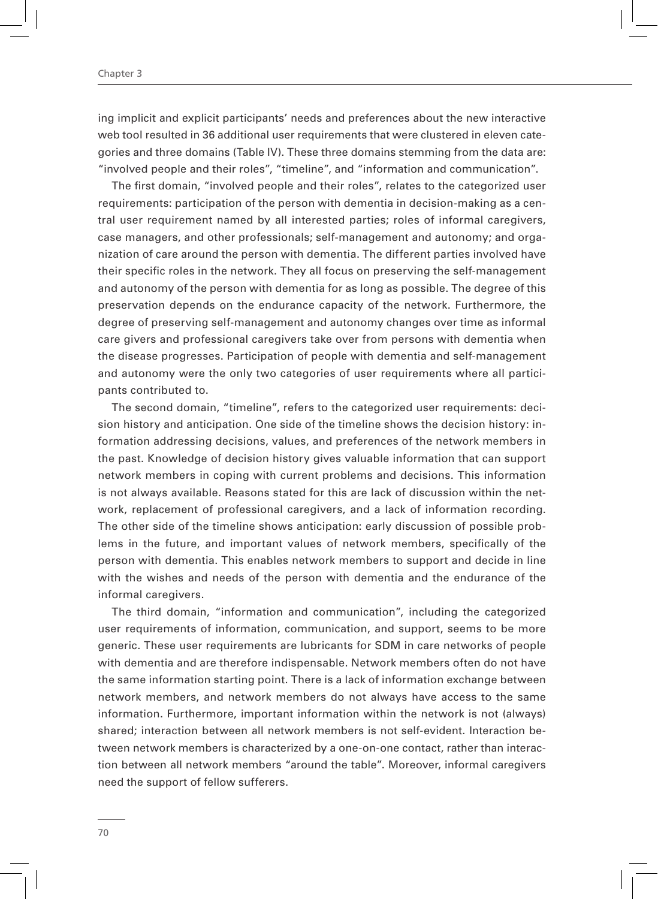ing implicit and explicit participants' needs and preferences about the new interactive web tool resulted in 36 additional user requirements that were clustered in eleven categories and three domains (Table IV). These three domains stemming from the data are: "involved people and their roles", "timeline", and "information and communication".

The first domain, "involved people and their roles", relates to the categorized user requirements: participation of the person with dementia in decision-making as a central user requirement named by all interested parties; roles of informal caregivers, case managers, and other professionals; self-management and autonomy; and organization of care around the person with dementia. The different parties involved have their specific roles in the network. They all focus on preserving the self-management and autonomy of the person with dementia for as long as possible. The degree of this preservation depends on the endurance capacity of the network. Furthermore, the degree of preserving self-management and autonomy changes over time as informal care givers and professional caregivers take over from persons with dementia when the disease progresses. Participation of people with dementia and self-management and autonomy were the only two categories of user requirements where all participants contributed to.

The second domain, "timeline", refers to the categorized user requirements: decision history and anticipation. One side of the timeline shows the decision history: information addressing decisions, values, and preferences of the network members in the past. Knowledge of decision history gives valuable information that can support network members in coping with current problems and decisions. This information is not always available. Reasons stated for this are lack of discussion within the network, replacement of professional caregivers, and a lack of information recording. The other side of the timeline shows anticipation: early discussion of possible problems in the future, and important values of network members, specifically of the person with dementia. This enables network members to support and decide in line with the wishes and needs of the person with dementia and the endurance of the informal caregivers.

The third domain, "information and communication", including the categorized user requirements of information, communication, and support, seems to be more generic. These user requirements are lubricants for SDM in care networks of people with dementia and are therefore indispensable. Network members often do not have the same information starting point. There is a lack of information exchange between network members, and network members do not always have access to the same information. Furthermore, important information within the network is not (always) shared; interaction between all network members is not self-evident. Interaction between network members is characterized by a one-on-one contact, rather than interaction between all network members "around the table". Moreover, informal caregivers need the support of fellow sufferers.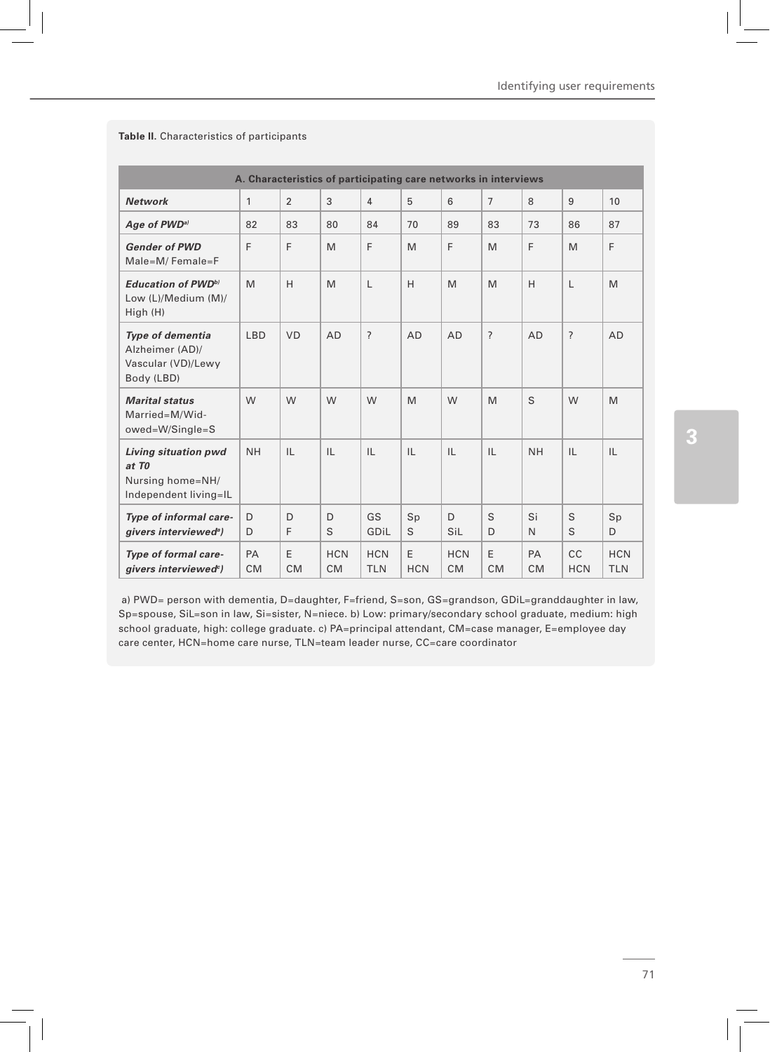**Table II.** Characteristics of participants

| A. Characteristics of participating care networks in interviews | | | | | | | | | | |
|---|---|---|---|---|---|---|---|---|---|---|
| ***Network*** | 1 | 2 | 3 | 4 | 5 | 6 | 7 | 8 | 9 | 10 |
| ***Age of PWD***[a] | 82 | 83 | 80 | 84 | 70 | 89 | 83 | 73 | 86 | 87 |
| ***Gender of PWD*** Male=M/ Female=F | F | F | M | F | M | F | M | F | M | F |
| ***Education of PWD***[b] Low (L)/Medium (M)/ High (H) | M | H | M | L | H | M | M | H | L | M |
| ***Type of dementia*** Alzheimer (AD)/ Vascular (VD)/Lewy Body (LBD) | LBD | VD | AD | ? | AD | AD | ? | AD | ? | AD |
| ***Marital status*** Married=M/Widowed=W/Single=S | W | W | W | W | M | W | M | S | W | M |
| ***Living situation pwd at T0*** Nursing home=NH/ Independent living=IL | NH | IL | IL | IL | IL | IL | IL | NH | IL | IL |
| ***Type of informal caregivers interviewed***[a] | D D | D F | D S | GS GDiL | Sp S | D SiL | S D | Si N | S S | Sp D |
| ***Type of formal caregivers interviewed***[c] | PA CM | E CM | HCN CM | HCN TLN | E HCN | HCN CM | E CM | PA CM | CC HCN | HCN TLN |

a) PWD= person with dementia, D=daughter, F=friend, S=son, GS=grandson, GDiL=granddaughter in law, Sp=spouse, SiL=son in law, Si=sister, N=niece. b) Low: primary/secondary school graduate, medium: high school graduate, high: college graduate. c) PA=principal attendant, CM=case manager, E=employee day care center, HCN=home care nurse, TLN=team leader nurse, CC=care coordinator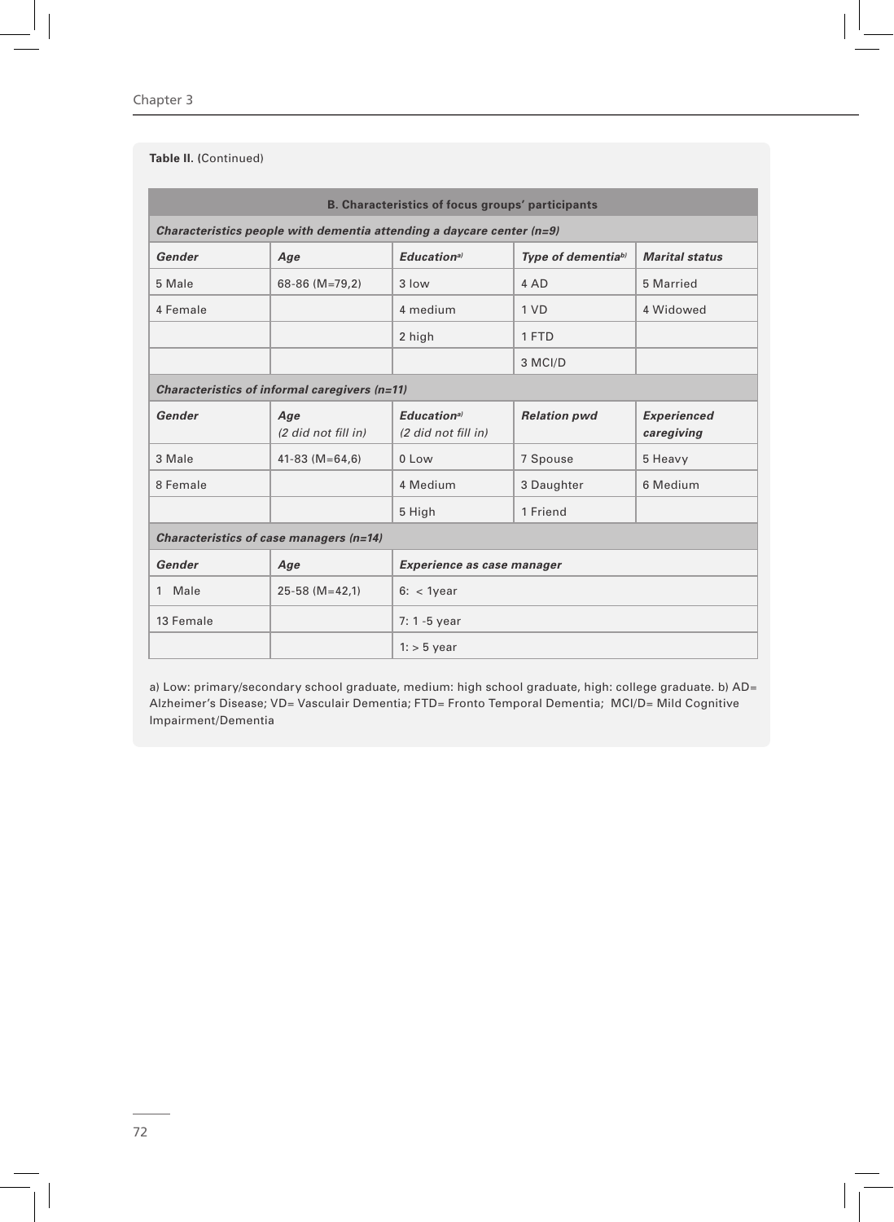**Table II. (**Continued)

| B. Characteristics of focus groups' participants | | | | |
|---|---|---|---|---|
| ***Characteristics people with dementia attending a daycare center (n=9)*** | | | | |
| ***Gender*** | ***Age*** | ***Education[a)]*** | ***Type of dementia[b)]*** | ***Marital status*** |
| 5 Male | 68-86 (M=79,2) | 3 low | 4 AD | 5 Married |
| 4 Female | | 4 medium | 1 VD | 4 Widowed |
| | | 2 high | 1 FTD | |
| | | | 3 MCI/D | |
| ***Characteristics of informal caregivers (n=11)*** | | | | |
| ***Gender*** | ***Age*** *(2 did not fill in)* | ***Education[a)]*** *(2 did not fill in)* | ***Relation pwd*** | ***Experienced caregiving*** |
| 3 Male | 41-83 (M=64,6) | 0 Low | 7 Spouse | 5 Heavy |
| 8 Female | | 4 Medium | 3 Daughter | 6 Medium |
| | | 5 High | 1 Friend | |
| ***Characteristics of case managers (n=14)*** | | | | |
| ***Gender*** | ***Age*** | ***Experience as case manager*** | | |
| 1 Male | 25-58 (M=42,1) | 6: < 1year | | |
| 13 Female | | 7: 1 -5 year | | |
| | | 1: > 5 year | | |

a) Low: primary/secondary school graduate, medium: high school graduate, high: college graduate. b) AD= Alzheimer's Disease; VD= Vasculair Dementia; FTD= Fronto Temporal Dementia; MCI/D= Mild Cognitive Impairment/Dementia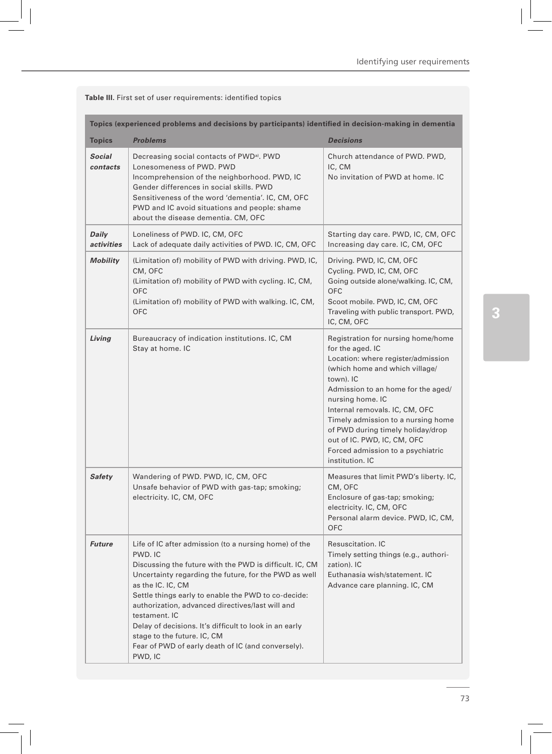**Table III.** First set of user requirements: identified topics

| Topics (experienced problems and decisions by participants) identified in decision-making in dementia | | |
|---|---|---|
| **Topics** | ***Problems*** | ***Decisions*** |
| ***Social contacts*** | Decreasing social contacts of PWD[a]. PWD<br>Lonesomeness of PWD. PWD<br>Incomprehension of the neighborhood. PWD, IC<br>Gender differences in social skills. PWD<br>Sensitiveness of the word 'dementia'. IC, CM, OFC<br>PWD and IC avoid situations and people: shame about the disease dementia. CM, OFC | Church attendance of PWD. PWD, IC, CM<br>No invitation of PWD at home. IC |
| ***Daily activities*** | Loneliness of PWD. IC, CM, OFC<br>Lack of adequate daily activities of PWD. IC, CM, OFC | Starting day care. PWD, IC, CM, OFC<br>Increasing day care. IC, CM, OFC |
| ***Mobility*** | (Limitation of) mobility of PWD with driving. PWD, IC, CM, OFC<br>(Limitation of) mobility of PWD with cycling. IC, CM, OFC<br>(Limitation of) mobility of PWD with walking. IC, CM, OFC | Driving. PWD, IC, CM, OFC<br>Cycling. PWD, IC, CM, OFC<br>Going outside alone/walking. IC, CM, OFC<br>Scoot mobile. PWD, IC, CM, OFC<br>Traveling with public transport. PWD, IC, CM, OFC |
| ***Living*** | Bureaucracy of indication institutions. IC, CM<br>Stay at home. IC | Registration for nursing home/home for the aged. IC<br>Location: where register/admission (which home and which village/town). IC<br>Admission to an home for the aged/nursing home. IC<br>Internal removals. IC, CM, OFC<br>Timely admission to a nursing home of PWD during timely holiday/drop out of IC. PWD, IC, CM, OFC<br>Forced admission to a psychiatric institution. IC |
| ***Safety*** | Wandering of PWD. PWD, IC, CM, OFC<br>Unsafe behavior of PWD with gas-tap; smoking; electricity. IC, CM, OFC | Measures that limit PWD's liberty. IC, CM, OFC<br>Enclosure of gas-tap; smoking; electricity. IC, CM, OFC<br>Personal alarm device. PWD, IC, CM, OFC |
| ***Future*** | Life of IC after admission (to a nursing home) of the PWD. IC<br>Discussing the future with the PWD is difficult. IC, CM<br>Uncertainty regarding the future, for the PWD as well as the IC. IC, CM<br>Settle things early to enable the PWD to co-decide: authorization, advanced directives/last will and testament. IC<br>Delay of decisions. It's difficult to look in an early stage to the future. IC, CM<br>Fear of PWD of early death of IC (and conversely). PWD, IC | Resuscitation. IC<br>Timely setting things (e.g., authorization). IC<br>Euthanasia wish/statement. IC<br>Advance care planning. IC, CM |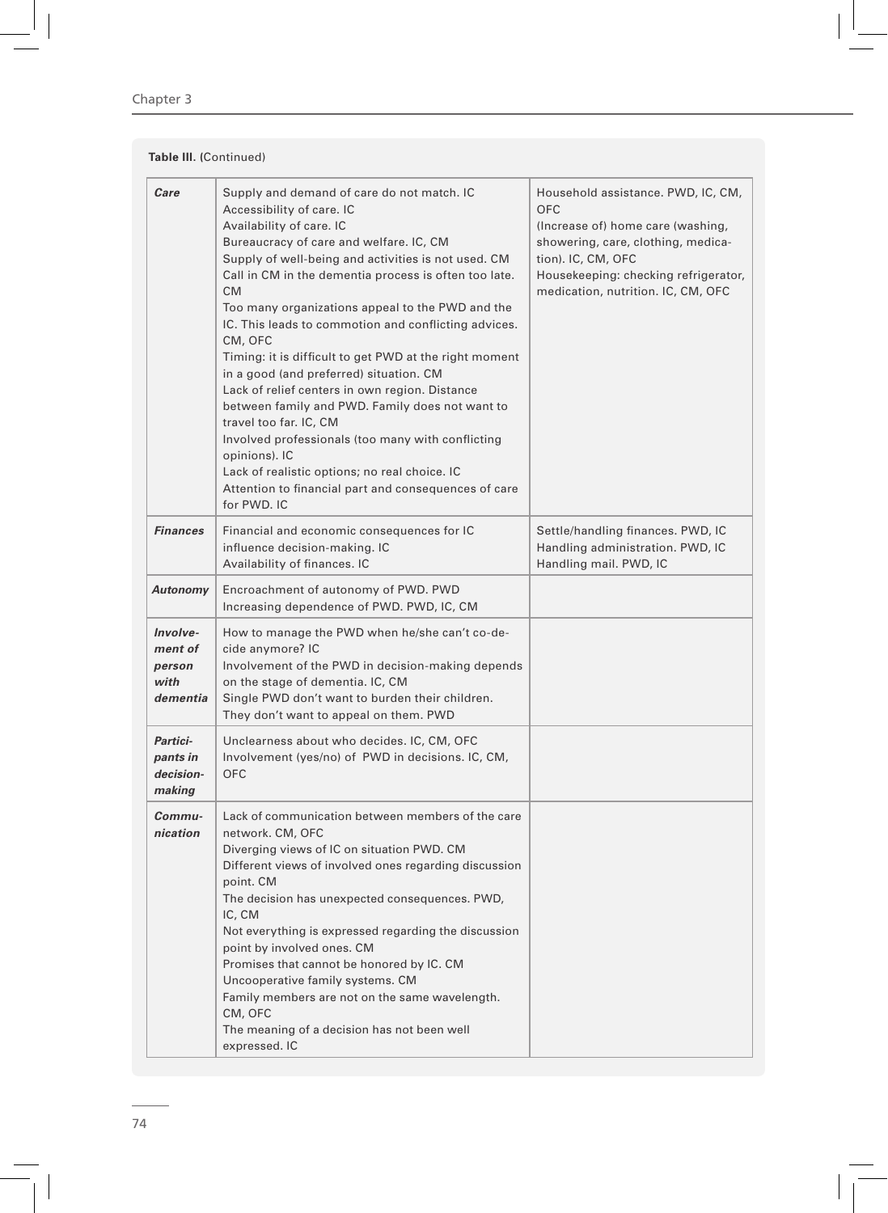**Table III.** (Continued)

| | | |
|---|---|---|
| ***Care*** | Supply and demand of care do not match. IC<br>Accessibility of care. IC<br>Availability of care. IC<br>Bureaucracy of care and welfare. IC, CM<br>Supply of well-being and activities is not used. CM<br>Call in CM in the dementia process is often too late. CM<br>Too many organizations appeal to the PWD and the IC. This leads to commotion and conflicting advices. CM, OFC<br>Timing: it is difficult to get PWD at the right moment in a good (and preferred) situation. CM<br>Lack of relief centers in own region. Distance between family and PWD. Family does not want to travel too far. IC, CM<br>Involved professionals (too many with conflicting opinions). IC<br>Lack of realistic options; no real choice. IC<br>Attention to financial part and consequences of care for PWD. IC | Household assistance. PWD, IC, CM, OFC<br>(Increase of) home care (washing, showering, care, clothing, medication). IC, CM, OFC<br>Housekeeping: checking refrigerator, medication, nutrition. IC, CM, OFC |
| ***Finances*** | Financial and economic consequences for IC influence decision-making. IC<br>Availability of finances. IC | Settle/handling finances. PWD, IC<br>Handling administration. PWD, IC<br>Handling mail. PWD, IC |
| ***Autonomy*** | Encroachment of autonomy of PWD. PWD<br>Increasing dependence of PWD. PWD, IC, CM | |
| ***Involvement of person with dementia*** | How to manage the PWD when he/she can't co-decide anymore? IC<br>Involvement of the PWD in decision-making depends on the stage of dementia. IC, CM<br>Single PWD don't want to burden their children. They don't want to appeal on them. PWD | |
| ***Participants in decision-making*** | Unclearness about who decides. IC, CM, OFC<br>Involvement (yes/no) of PWD in decisions. IC, CM, OFC | |
| ***Communication*** | Lack of communication between members of the care network. CM, OFC<br>Diverging views of IC on situation PWD. CM<br>Different views of involved ones regarding discussion point. CM<br>The decision has unexpected consequences. PWD, IC, CM<br>Not everything is expressed regarding the discussion point by involved ones. CM<br>Promises that cannot be honored by IC. CM<br>Uncooperative family systems. CM<br>Family members are not on the same wavelength. CM, OFC<br>The meaning of a decision has not been well expressed. IC | |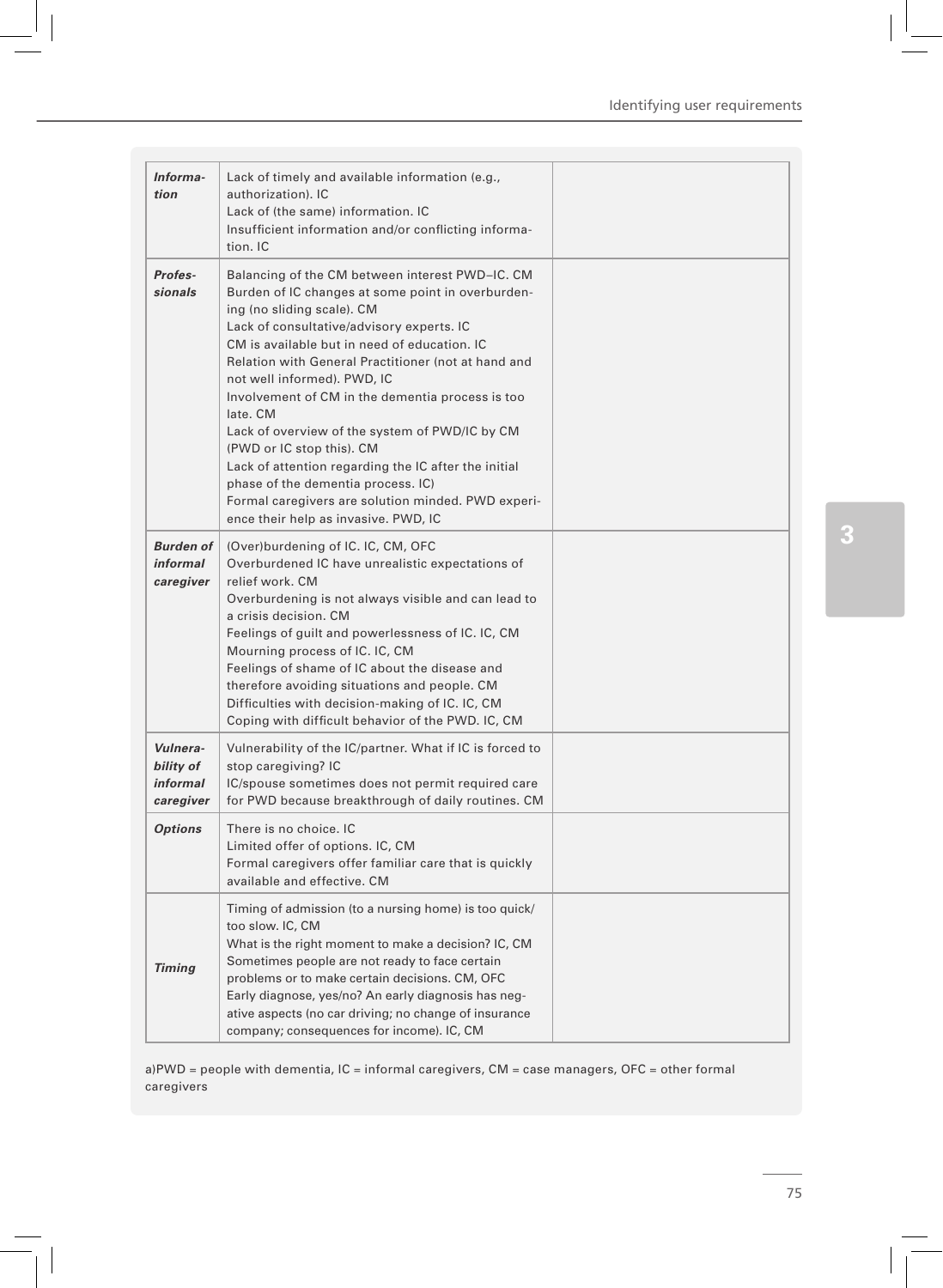| | | |
|---|---|---|
| ***Information*** | Lack of timely and available information (e.g., authorization). IC<br>Lack of (the same) information. IC<br>Insufficient information and/or conflicting information. IC | |
| ***Professionals*** | Balancing of the CM between interest PWD–IC. CM<br>Burden of IC changes at some point in overburdening (no sliding scale). CM<br>Lack of consultative/advisory experts. IC<br>CM is available but in need of education. IC<br>Relation with General Practitioner (not at hand and not well informed). PWD, IC<br>Involvement of CM in the dementia process is too late. CM<br>Lack of overview of the system of PWD/IC by CM (PWD or IC stop this). CM<br>Lack of attention regarding the IC after the initial phase of the dementia process. IC)<br>Formal caregivers are solution minded. PWD experience their help as invasive. PWD, IC | |
| ***Burden of informal caregiver*** | (Over)burdening of IC. IC, CM, OFC<br>Overburdened IC have unrealistic expectations of relief work. CM<br>Overburdening is not always visible and can lead to a crisis decision. CM<br>Feelings of guilt and powerlessness of IC. IC, CM<br>Mourning process of IC. IC, CM<br>Feelings of shame of IC about the disease and therefore avoiding situations and people. CM<br>Difficulties with decision-making of IC. IC, CM<br>Coping with difficult behavior of the PWD. IC, CM | |
| ***Vulnerability of informal caregiver*** | Vulnerability of the IC/partner. What if IC is forced to stop caregiving? IC<br>IC/spouse sometimes does not permit required care for PWD because breakthrough of daily routines. CM | |
| ***Options*** | There is no choice. IC<br>Limited offer of options. IC, CM<br>Formal caregivers offer familiar care that is quickly available and effective. CM | |
| ***Timing*** | Timing of admission (to a nursing home) is too quick/too slow. IC, CM<br>What is the right moment to make a decision? IC, CM<br>Sometimes people are not ready to face certain problems or to make certain decisions. CM, OFC<br>Early diagnose, yes/no? An early diagnosis has negative aspects (no car driving; no change of insurance company; consequences for income). IC, CM | |

a)PWD = people with dementia, IC = informal caregivers, CM = case managers, OFC = other formal caregivers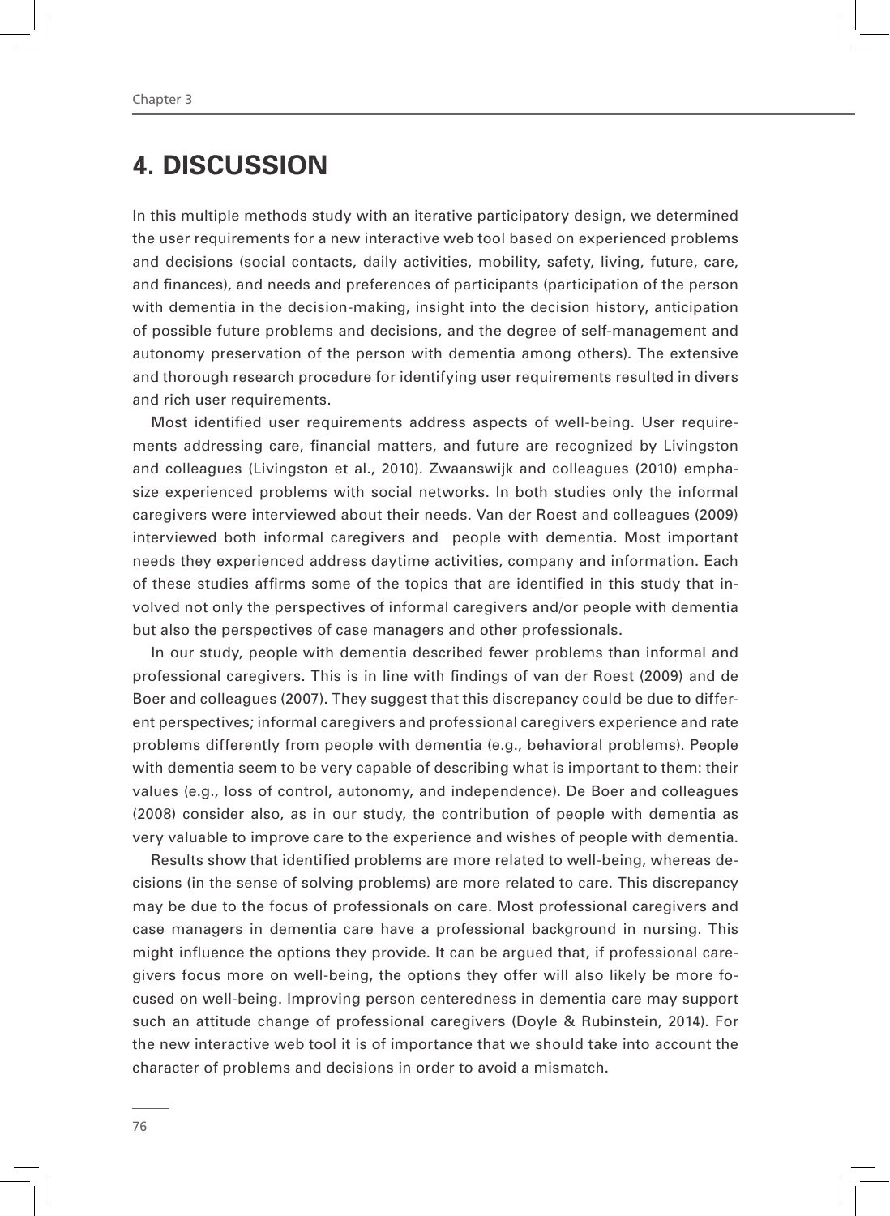# 4. DISCUSSION

In this multiple methods study with an iterative participatory design, we determined the user requirements for a new interactive web tool based on experienced problems and decisions (social contacts, daily activities, mobility, safety, living, future, care, and finances), and needs and preferences of participants (participation of the person with dementia in the decision-making, insight into the decision history, anticipation of possible future problems and decisions, and the degree of self-management and autonomy preservation of the person with dementia among others). The extensive and thorough research procedure for identifying user requirements resulted in divers and rich user requirements.

Most identified user requirements address aspects of well-being. User requirements addressing care, financial matters, and future are recognized by Livingston and colleagues (Livingston et al., 2010). Zwaanswijk and colleagues (2010) emphasize experienced problems with social networks. In both studies only the informal caregivers were interviewed about their needs. Van der Roest and colleagues (2009) interviewed both informal caregivers and people with dementia. Most important needs they experienced address daytime activities, company and information. Each of these studies affirms some of the topics that are identified in this study that involved not only the perspectives of informal caregivers and/or people with dementia but also the perspectives of case managers and other professionals.

In our study, people with dementia described fewer problems than informal and professional caregivers. This is in line with findings of van der Roest (2009) and de Boer and colleagues (2007). They suggest that this discrepancy could be due to different perspectives; informal caregivers and professional caregivers experience and rate problems differently from people with dementia (e.g., behavioral problems). People with dementia seem to be very capable of describing what is important to them: their values (e.g., loss of control, autonomy, and independence). De Boer and colleagues (2008) consider also, as in our study, the contribution of people with dementia as very valuable to improve care to the experience and wishes of people with dementia.

Results show that identified problems are more related to well-being, whereas decisions (in the sense of solving problems) are more related to care. This discrepancy may be due to the focus of professionals on care. Most professional caregivers and case managers in dementia care have a professional background in nursing. This might influence the options they provide. It can be argued that, if professional caregivers focus more on well-being, the options they offer will also likely be more focused on well-being. Improving person centeredness in dementia care may support such an attitude change of professional caregivers (Doyle & Rubinstein, 2014). For the new interactive web tool it is of importance that we should take into account the character of problems and decisions in order to avoid a mismatch.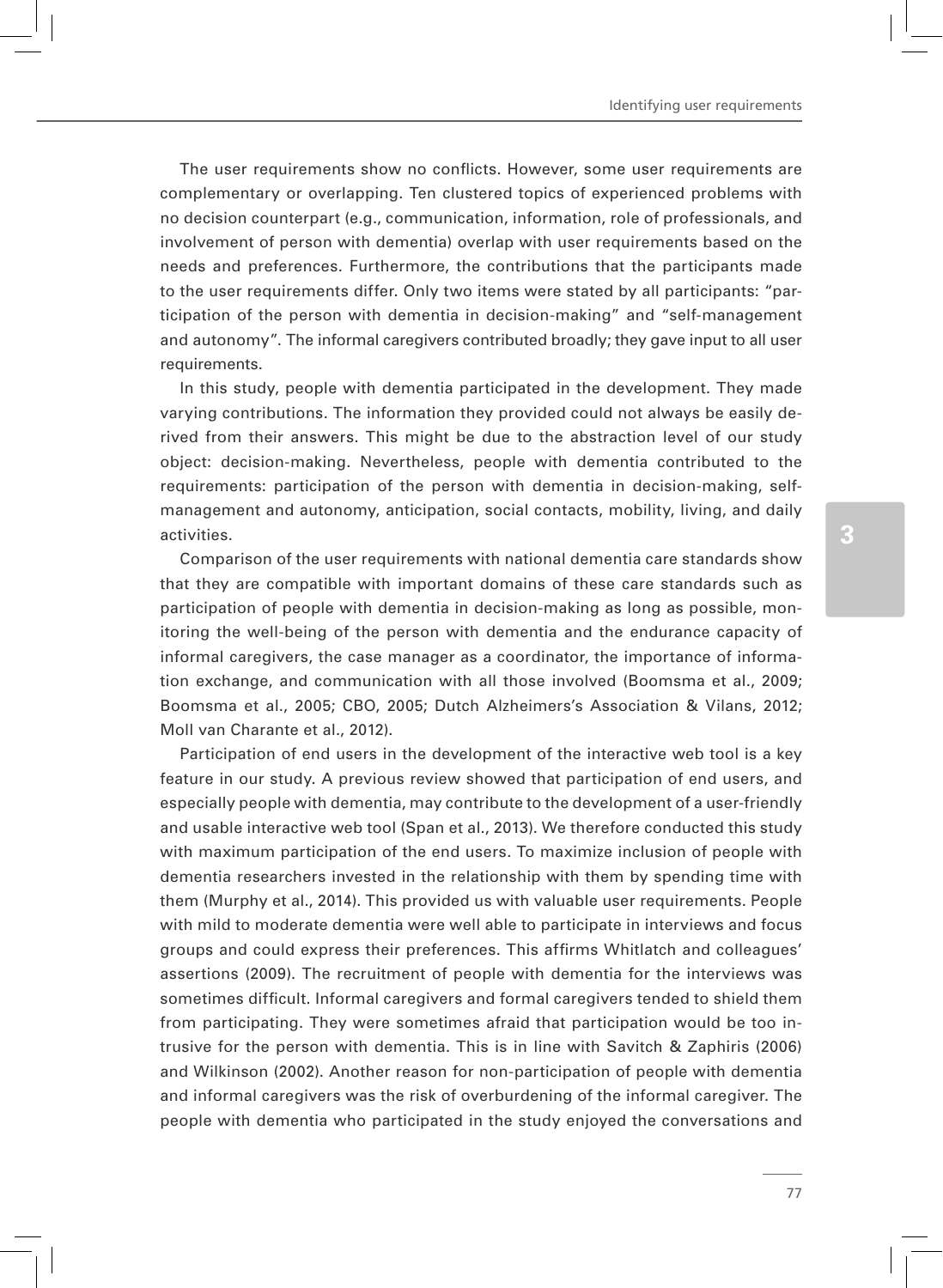The user requirements show no conflicts. However, some user requirements are complementary or overlapping. Ten clustered topics of experienced problems with no decision counterpart (e.g., communication, information, role of professionals, and involvement of person with dementia) overlap with user requirements based on the needs and preferences. Furthermore, the contributions that the participants made to the user requirements differ. Only two items were stated by all participants: "participation of the person with dementia in decision-making" and "self-management and autonomy". The informal caregivers contributed broadly; they gave input to all user requirements.

In this study, people with dementia participated in the development. They made varying contributions. The information they provided could not always be easily derived from their answers. This might be due to the abstraction level of our study object: decision-making. Nevertheless, people with dementia contributed to the requirements: participation of the person with dementia in decision-making, self-management and autonomy, anticipation, social contacts, mobility, living, and daily activities.

Comparison of the user requirements with national dementia care standards show that they are compatible with important domains of these care standards such as participation of people with dementia in decision-making as long as possible, monitoring the well-being of the person with dementia and the endurance capacity of informal caregivers, the case manager as a coordinator, the importance of information exchange, and communication with all those involved (Boomsma et al., 2009; Boomsma et al., 2005; CBO, 2005; Dutch Alzheimers's Association & Vilans, 2012; Moll van Charante et al., 2012).

Participation of end users in the development of the interactive web tool is a key feature in our study. A previous review showed that participation of end users, and especially people with dementia, may contribute to the development of a user-friendly and usable interactive web tool (Span et al., 2013). We therefore conducted this study with maximum participation of the end users. To maximize inclusion of people with dementia researchers invested in the relationship with them by spending time with them (Murphy et al., 2014). This provided us with valuable user requirements. People with mild to moderate dementia were well able to participate in interviews and focus groups and could express their preferences. This affirms Whitlatch and colleagues' assertions (2009). The recruitment of people with dementia for the interviews was sometimes difficult. Informal caregivers and formal caregivers tended to shield them from participating. They were sometimes afraid that participation would be too intrusive for the person with dementia. This is in line with Savitch & Zaphiris (2006) and Wilkinson (2002). Another reason for non-participation of people with dementia and informal caregivers was the risk of overburdening of the informal caregiver. The people with dementia who participated in the study enjoyed the conversations and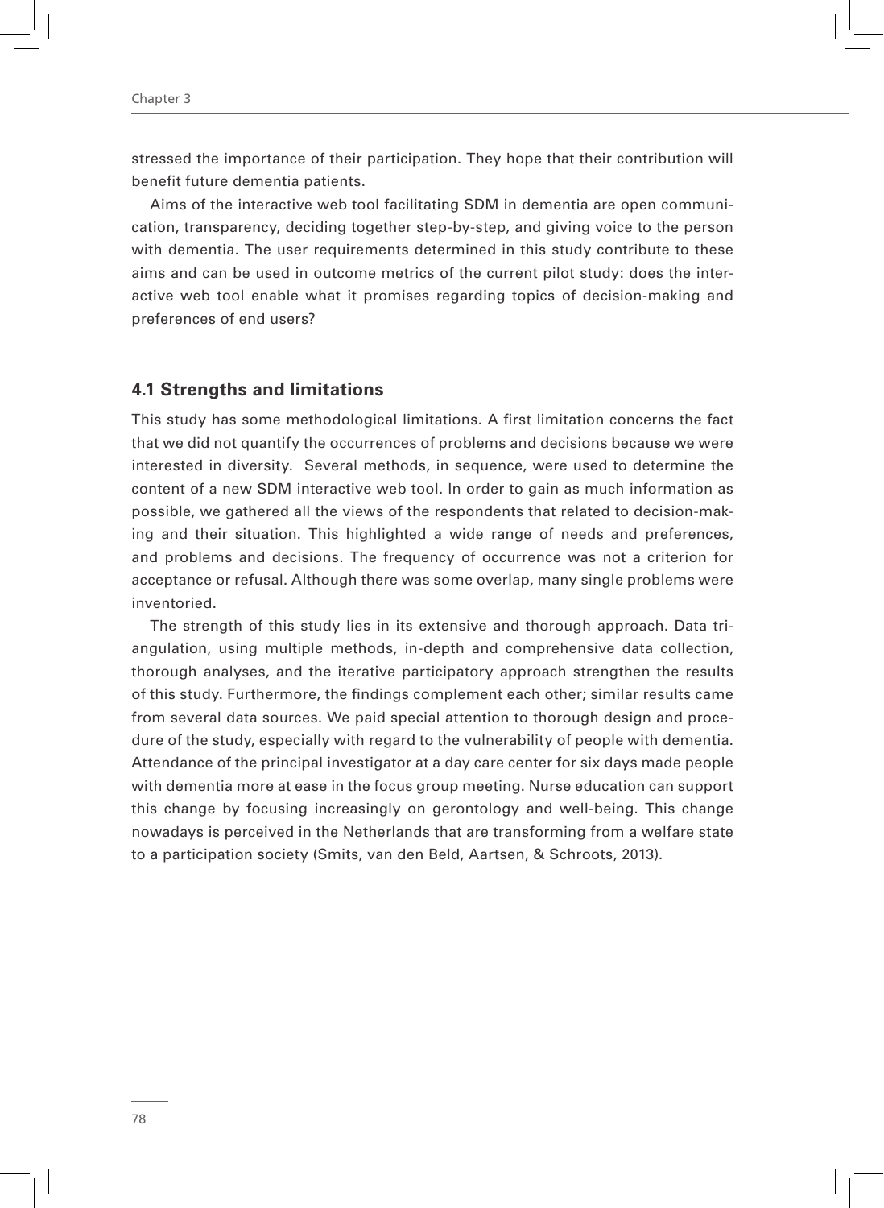stressed the importance of their participation. They hope that their contribution will benefit future dementia patients.

Aims of the interactive web tool facilitating SDM in dementia are open communication, transparency, deciding together step-by-step, and giving voice to the person with dementia. The user requirements determined in this study contribute to these aims and can be used in outcome metrics of the current pilot study: does the interactive web tool enable what it promises regarding topics of decision-making and preferences of end users?

### 4.1 Strengths and limitations

This study has some methodological limitations. A first limitation concerns the fact that we did not quantify the occurrences of problems and decisions because we were interested in diversity. Several methods, in sequence, were used to determine the content of a new SDM interactive web tool. In order to gain as much information as possible, we gathered all the views of the respondents that related to decision-making and their situation. This highlighted a wide range of needs and preferences, and problems and decisions. The frequency of occurrence was not a criterion for acceptance or refusal. Although there was some overlap, many single problems were inventoried.

The strength of this study lies in its extensive and thorough approach. Data triangulation, using multiple methods, in-depth and comprehensive data collection, thorough analyses, and the iterative participatory approach strengthen the results of this study. Furthermore, the findings complement each other; similar results came from several data sources. We paid special attention to thorough design and procedure of the study, especially with regard to the vulnerability of people with dementia. Attendance of the principal investigator at a day care center for six days made people with dementia more at ease in the focus group meeting. Nurse education can support this change by focusing increasingly on gerontology and well-being. This change nowadays is perceived in the Netherlands that are transforming from a welfare state to a participation society (Smits, van den Beld, Aartsen, & Schroots, 2013).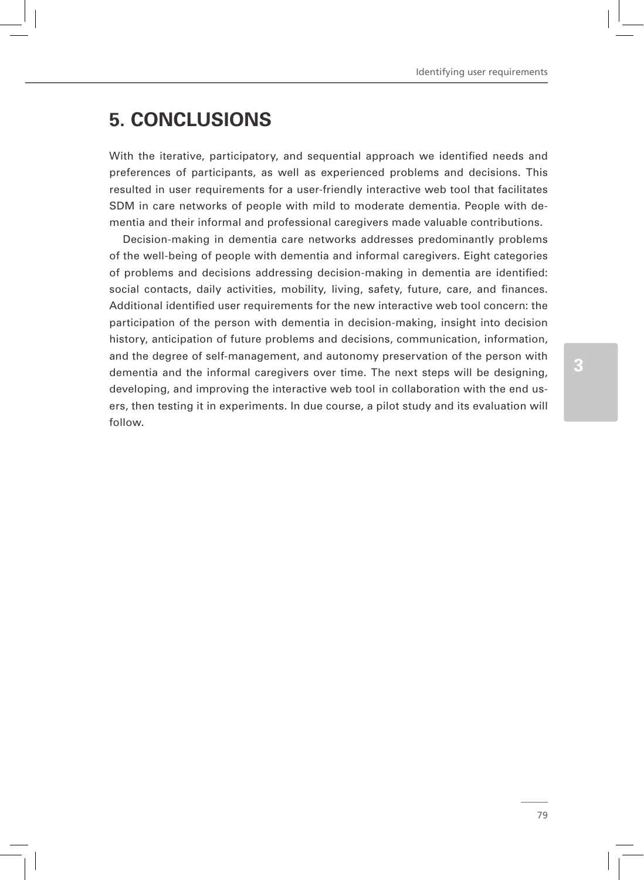## 5. CONCLUSIONS

With the iterative, participatory, and sequential approach we identified needs and preferences of participants, as well as experienced problems and decisions. This resulted in user requirements for a user-friendly interactive web tool that facilitates SDM in care networks of people with mild to moderate dementia. People with dementia and their informal and professional caregivers made valuable contributions.

Decision-making in dementia care networks addresses predominantly problems of the well-being of people with dementia and informal caregivers. Eight categories of problems and decisions addressing decision-making in dementia are identified: social contacts, daily activities, mobility, living, safety, future, care, and finances. Additional identified user requirements for the new interactive web tool concern: the participation of the person with dementia in decision-making, insight into decision history, anticipation of future problems and decisions, communication, information, and the degree of self-management, and autonomy preservation of the person with dementia and the informal caregivers over time. The next steps will be designing, developing, and improving the interactive web tool in collaboration with the end users, then testing it in experiments. In due course, a pilot study and its evaluation will follow.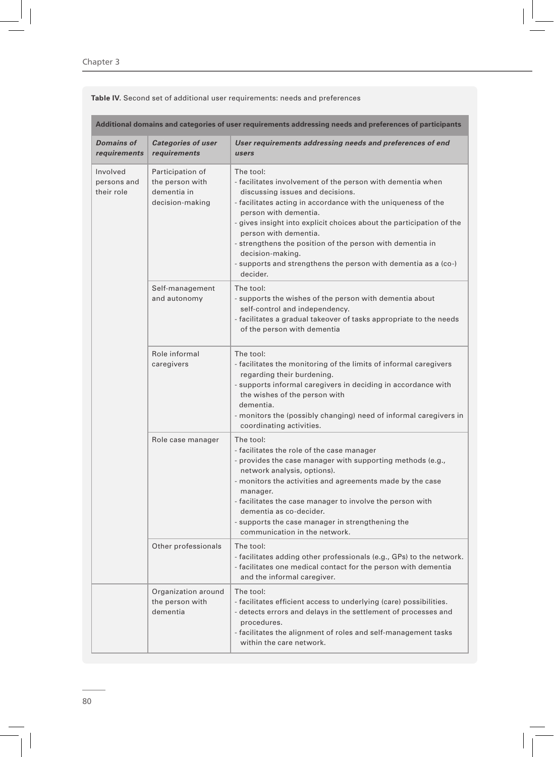**Table IV.** Second set of additional user requirements: needs and preferences

| Additional domains and categories of user requirements addressing needs and preferences of participants | | |
|---|---|---|
| ***Domains of requirements*** | ***Categories of user requirements*** | ***User requirements addressing needs and preferences of end users*** |
| Involved persons and their role | Participation of the person with dementia in decision-making | The tool:<br>- facilitates involvement of the person with dementia when discussing issues and decisions.<br>- facilitates acting in accordance with the uniqueness of the person with dementia.<br>- gives insight into explicit choices about the participation of the person with dementia.<br>- strengthens the position of the person with dementia in decision-making.<br>- supports and strengthens the person with dementia as a (co-) decider. |
| | Self-management and autonomy | The tool:<br>- supports the wishes of the person with dementia about self-control and independency.<br>- facilitates a gradual takeover of tasks appropriate to the needs of the person with dementia |
| | Role informal caregivers | The tool:<br>- facilitates the monitoring of the limits of informal caregivers regarding their burdening.<br>- supports informal caregivers in deciding in accordance with the wishes of the person with dementia.<br>- monitors the (possibly changing) need of informal caregivers in coordinating activities. |
| | Role case manager | The tool:<br>- facilitates the role of the case manager<br>- provides the case manager with supporting methods (e.g., network analysis, options).<br>- monitors the activities and agreements made by the case manager.<br>- facilitates the case manager to involve the person with dementia as co-decider.<br>- supports the case manager in strengthening the communication in the network. |
| | Other professionals | The tool:<br>- facilitates adding other professionals (e.g., GPs) to the network.<br>- facilitates one medical contact for the person with dementia and the informal caregiver. |
| | Organization around the person with dementia | The tool:<br>- facilitates efficient access to underlying (care) possibilities.<br>- detects errors and delays in the settlement of processes and procedures.<br>- facilitates the alignment of roles and self-management tasks within the care network. |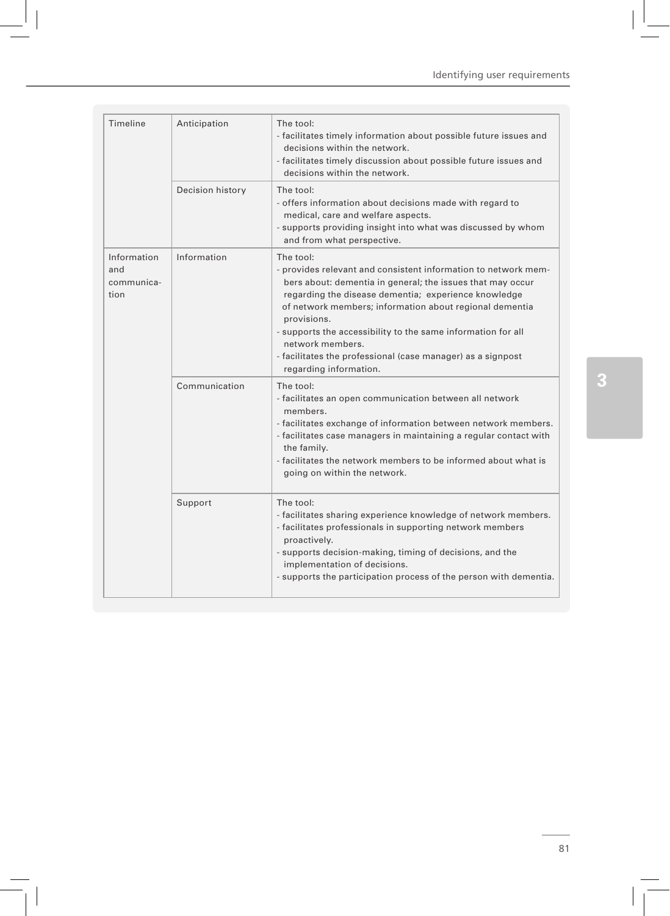| | | |
|---|---|---|
| Timeline | Anticipation | The tool:<br>- facilitates timely information about possible future issues and decisions within the network.<br>- facilitates timely discussion about possible future issues and decisions within the network. |
| | Decision history | The tool:<br>- offers information about decisions made with regard to medical, care and welfare aspects.<br>- supports providing insight into what was discussed by whom and from what perspective. |
| Information and communication | Information | The tool:<br>- provides relevant and consistent information to network members about: dementia in general; the issues that may occur regarding the disease dementia; experience knowledge of network members; information about regional dementia provisions.<br>- supports the accessibility to the same information for all network members.<br>- facilitates the professional (case manager) as a signpost regarding information. |
| | Communication | The tool:<br>- facilitates an open communication between all network members.<br>- facilitates exchange of information between network members.<br>- facilitates case managers in maintaining a regular contact with the family.<br>- facilitates the network members to be informed about what is going on within the network. |
| | Support | The tool:<br>- facilitates sharing experience knowledge of network members.<br>- facilitates professionals in supporting network members proactively.<br>- supports decision-making, timing of decisions, and the implementation of decisions.<br>- supports the participation process of the person with dementia. |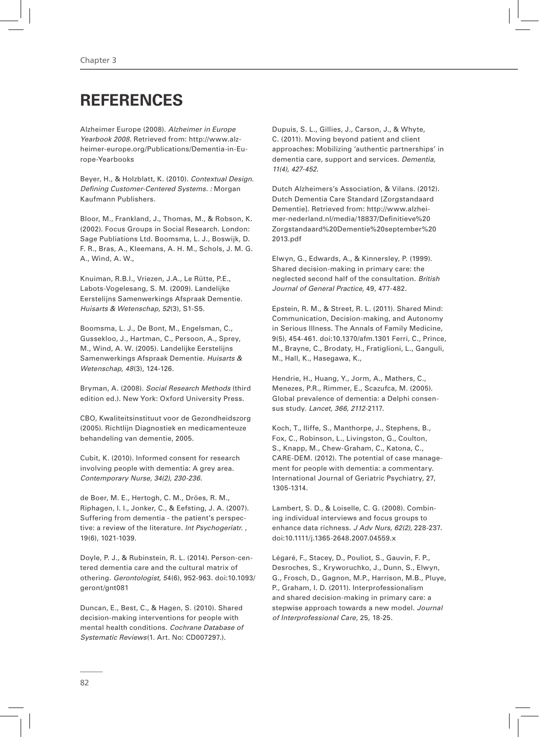# REFERENCES

Alzheimer Europe (2008). *Alzheimer in Europe Yearbook 2008*. Retrieved from: http://www.alzheimer-europe.org/Publications/Dementia-in-Europe-Yearbooks

Beyer, H., & Holzblatt, K. (2010). *Contextual Design. Defining Customer-Centered Systems. :* Morgan Kaufmann Publishers.

Bloor, M., Frankland, J., Thomas, M., & Robson, K. (2002). Focus Groups in Social Research. London: Sage Publiations Ltd. Boomsma, L. J., Boswijk, D. F. R., Bras, A., Kleemans, A. H. M., Schols, J. M. G. A., Wind, A. W.,

Knuiman, R.B.I., Vriezen, J.A., Le Rütte, P.E., Labots-Vogelesang, S. M. (2009). Landelijke Eerstelijns Samenwerkings Afspraak Dementie. *Huisarts & Wetenschap, 52*(3), S1-S5.

Boomsma, L. J., De Bont, M., Engelsman, C., Gussekloo, J., Hartman, C., Persoon, A., Sprey, M., Wind, A. W. (2005). Landelijke Eerstelijns Samenwerkings Afspraak Dementie. *Huisarts & Wetenschap, 48*(3), 124-126.

Bryman, A. (2008). *Social Research Methods* (third edition ed.). New York: Oxford University Press.

CBO, Kwaliteitsinstituut voor de Gezondheidszorg (2005). Richtlijn Diagnostiek en medicamenteuze behandeling van dementie, 2005.

Cubit, K. (2010). Informed consent for research involving people with dementia: A grey area. *Contemporary Nurse, 34(2), 230-236*.

de Boer, M. E., Hertogh, C. M., Dröes, R. M., Riphagen, I. I., Jonker, C., & Eefsting, J. A. (2007). Suffering from dementia - the patient's perspective: a review of the literature. *Int Psychogeriatr. ,* 19(6), 1021-1039.

Doyle, P. J., & Rubinstein, R. L. (2014). Person-centered dementia care and the cultural matrix of othering. *Gerontologist, 5*4(6), 952-963. doi:10.1093/geront/gnt081

Duncan, E., Best, C., & Hagen, S. (2010). Shared decision-making interventions for people with mental health conditions. *Cochrane Database of Systematic Reviews*(1. Art. No: CD007297.).

Dupuis, S. L., Gillies, J., Carson, J., & Whyte, C. (2011). Moving beyond patient and client approaches: Mobilizing 'authentic partnerships' in dementia care, support and services. *Dementia, 11(4), 427-452.*

Dutch Alzheimers's Association, & Vilans. (2012). Dutch Dementia Care Standard [Zorgstandaard Dementie]. Retrieved from: http://www.alzheimer-nederland.nl/media/18837/Definitieve%20Zorgstandaard%20Dementie%20september%202013.pdf

Elwyn, G., Edwards, A., & Kinnersley, P. (1999). Shared decision-making in primary care: the neglected second half of the consultation. *British Journal of General Practice,* 49, 477-482.

Epstein, R. M., & Street, R. L. (2011). Shared Mind: Communication, Decision-making, and Autonomy in Serious Illness. The Annals of Family Medicine, 9(5), 454-461. doi:10.1370/afm.1301 Ferri, C., Prince, M., Brayne, C., Brodaty, H., Fratiglioni, L., Ganguli, M., Hall, K., Hasegawa, K.,

Hendrie, H., Huang, Y., Jorm, A., Mathers, C., Menezes, P.R., Rimmer, E., Scazufca, M. (2005). Global prevalence of dementia: a Delphi consensus study. *Lancet, 366, 2112*-2117.

Koch, T., Iliffe, S., Manthorpe, J., Stephens, B., Fox, C., Robinson, L., Livingston, G., Coulton, S., Knapp, M., Chew-Graham, C., Katona, C., CARE-DEM. (2012). The potential of case management for people with dementia: a commentary. International Journal of Geriatric Psychiatry, 27, 1305-1314.

Lambert, S. D., & Loiselle, C. G. (2008). Combining individual interviews and focus groups to enhance data richness. *J Adv Nurs, 62(2),* 228-237. doi:10.1111/j.1365-2648.2007.04559.x

Légaré, F., Stacey, D., Pouliot, S., Gauvin, F. P., Desroches, S., Kryworuchko, J., Dunn, S., Elwyn, G., Frosch, D., Gagnon, M.P., Harrison, M.B., Pluye, P., Graham, I. D. (2011). Interprofessionalism and shared decision-making in primary care: a stepwise approach towards a new model. *Journal of Interprofessional Care*, 25, 18-25.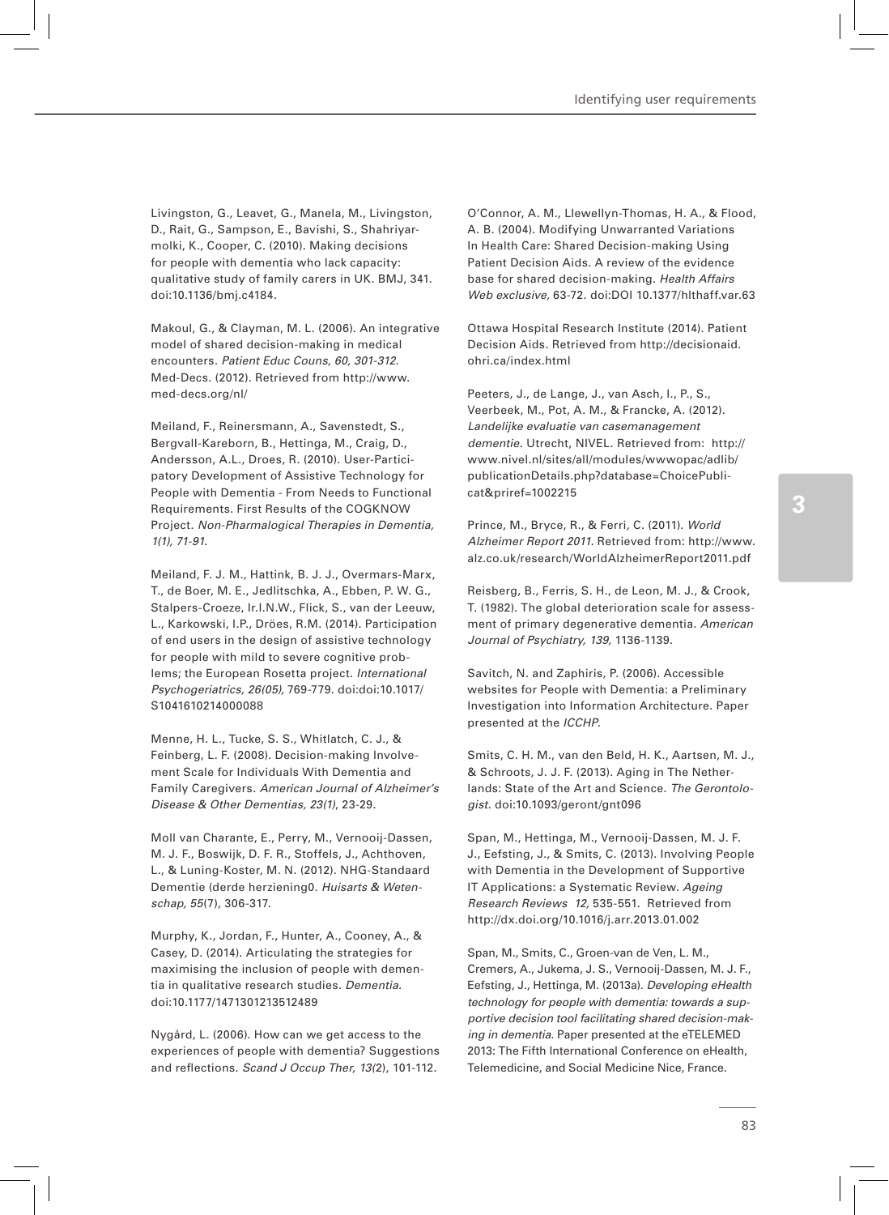Livingston, G., Leavet, G., Manela, M., Livingston, D., Rait, G., Sampson, E., Bavishi, S., Shahriyarmolki, K., Cooper, C. (2010). Making decisions for people with dementia who lack capacity: qualitative study of family carers in UK. BMJ, 341. doi:10.1136/bmj.c4184.

Makoul, G., & Clayman, M. L. (2006). An integrative model of shared decision-making in medical encounters. *Patient Educ Couns, 60, 301-312.* Med-Decs. (2012). Retrieved from http://www.med-decs.org/nl/

Meiland, F., Reinersmann, A., Savenstedt, S., Bergvall-Kareborn, B., Hettinga, M., Craig, D., Andersson, A.L., Droes, R. (2010). User-Participatory Development of Assistive Technology for People with Dementia - From Needs to Functional Requirements. First Results of the COGKNOW Project. *Non-Pharmalogical Therapies in Dementia, 1(1), 71-91.*

Meiland, F. J. M., Hattink, B. J. J., Overmars-Marx, T., de Boer, M. E., Jedlitschka, A., Ebben, P. W. G., Stalpers-Croeze, Ir.I.N.W., Flick, S., van der Leeuw, L., Karkowski, I.P., Dröes, R.M. (2014). Participation of end users in the design of assistive technology for people with mild to severe cognitive problems; the European Rosetta project. *International Psychogeriatrics, 26(05),* 769-779. doi:doi:10.1017/S1041610214000088

Menne, H. L., Tucke, S. S., Whitlatch, C. J., & Feinberg, L. F. (2008). Decision-making Involvement Scale for Individuals With Dementia and Family Caregivers. *American Journal of Alzheimer's Disease & Other Dementias, 23(1)*, 23-29.

Moll van Charante, E., Perry, M., Vernooij-Dassen, M. J. F., Boswijk, D. F. R., Stoffels, J., Achthoven, L., & Luning-Koster, M. N. (2012). NHG-Standaard Dementie (derde herziening0. *Huisarts & Wetenschap, 55*(7), 306-317.

Murphy, K., Jordan, F., Hunter, A., Cooney, A., & Casey, D. (2014). Articulating the strategies for maximising the inclusion of people with dementia in qualitative research studies. *Dementia.* doi:10.1177/1471301213512489

Nygård, L. (2006). How can we get access to the experiences of people with dementia? Suggestions and reflections. *Scand J Occup Ther, 13(*2), 101-112.

O'Connor, A. M., Llewellyn-Thomas, H. A., & Flood, A. B. (2004). Modifying Unwarranted Variations In Health Care: Shared Decision-making Using Patient Decision Aids. A review of the evidence base for shared decision-making. *Health Affairs Web exclusive,* 63-72. doi:DOI 10.1377/hlthaff.var.63

Ottawa Hospital Research Institute (2014). Patient Decision Aids. Retrieved from http://decisionaid.ohri.ca/index.html

Peeters, J., de Lange, J., van Asch, I., P., S., Veerbeek, M., Pot, A. M., & Francke, A. (2012). *Landelijke evaluatie van casemanagement dementie.* Utrecht, NIVEL. Retrieved from: http://www.nivel.nl/sites/all/modules/wwwopac/adlib/publicationDetails.php?database=ChoicePublicat&priref=1002215

Prince, M., Bryce, R., & Ferri, C. (2011). *World Alzheimer Report 2011.* Retrieved from: http://www.alz.co.uk/research/WorldAlzheimerReport2011.pdf

Reisberg, B., Ferris, S. H., de Leon, M. J., & Crook, T. (1982). The global deterioration scale for assessment of primary degenerative dementia. *American Journal of Psychiatry, 139,* 1136-1139.

Savitch, N. and Zaphiris, P. (2006). Accessible websites for People with Dementia: a Preliminary Investigation into Information Architecture. Paper presented at the *ICCHP.*

Smits, C. H. M., van den Beld, H. K., Aartsen, M. J., & Schroots, J. J. F. (2013). Aging in The Netherlands: State of the Art and Science. *The Gerontologist*. doi:10.1093/geront/gnt096

Span, M., Hettinga, M., Vernooij-Dassen, M. J. F. J., Eefsting, J., & Smits, C. (2013). Involving People with Dementia in the Development of Supportive IT Applications: a Systematic Review. *Ageing Research Reviews 12,* 535-551. Retrieved from http://dx.doi.org/10.1016/j.arr.2013.01.002

Span, M., Smits, C., Groen-van de Ven, L. M., Cremers, A., Jukema, J. S., Vernooij-Dassen, M. J. F., Eefsting, J., Hettinga, M. (2013a). *Developing eHealth technology for people with dementia: towards a supportive decision tool facilitating shared decision-making in dementia.* Paper presented at the eTELEMED 2013: The Fifth International Conference on eHealth, Telemedicine, and Social Medicine Nice, France.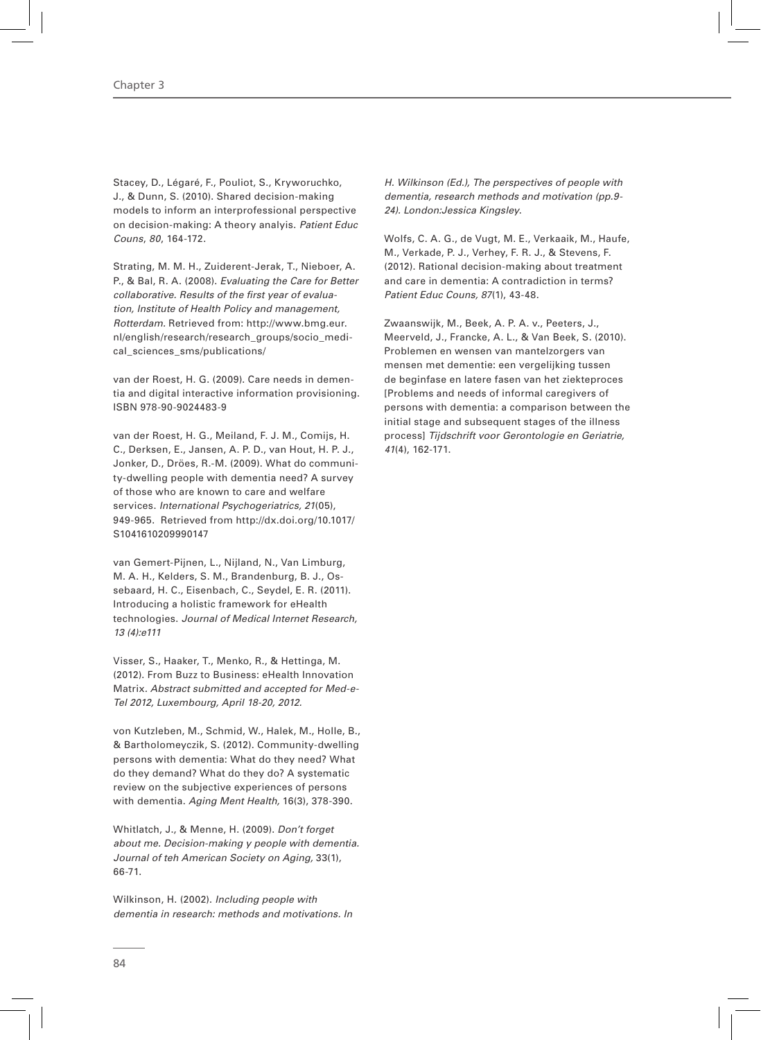Stacey, D., Légaré, F., Pouliot, S., Kryworuchko, J., & Dunn, S. (2010). Shared decision-making models to inform an interprofessional perspective on decision-making: A theory analyis. *Patient Educ Couns*, *80*, 164-172.

Strating, M. M. H., Zuiderent-Jerak, T., Nieboer, A. P., & Bal, R. A. (2008). *Evaluating the Care for Better collaborative. Results of the first year of evaluation, Institute of Health Policy and management, Rotterdam.* Retrieved from: http://www.bmg.eur.nl/english/research/research_groups/socio_medical_sciences_sms/publications/

van der Roest, H. G. (2009). Care needs in dementia and digital interactive information provisioning. ISBN 978-90-9024483-9

van der Roest, H. G., Meiland, F. J. M., Comijs, H. C., Derksen, E., Jansen, A. P. D., van Hout, H. P. J., Jonker, D., Dröes, R.-M. (2009). What do community-dwelling people with dementia need? A survey of those who are known to care and welfare services. *International Psychogeriatrics, 21*(05), 949-965. Retrieved from http://dx.doi.org/10.1017/S1041610209990147

van Gemert-Pijnen, L., Nijland, N., Van Limburg, M. A. H., Kelders, S. M., Brandenburg, B. J., Ossebaard, H. C., Eisenbach, C., Seydel, E. R. (2011). Introducing a holistic framework for eHealth technologies. *Journal of Medical Internet Research, 13 (4):e111*

Visser, S., Haaker, T., Menko, R., & Hettinga, M. (2012). From Buzz to Business: eHealth Innovation Matrix. *Abstract submitted and accepted for Med-e-Tel 2012, Luxembourg, April 18-20, 2012.*

von Kutzleben, M., Schmid, W., Halek, M., Holle, B., & Bartholomeyczik, S. (2012). Community-dwelling persons with dementia: What do they need? What do they demand? What do they do? A systematic review on the subjective experiences of persons with dementia. *Aging Ment Health,* 16(3), 378-390.

Whitlatch, J., & Menne, H. (2009). *Don't forget about me. Decision-making y people with dementia. Journal of teh American Society on Aging,* 33(1), 66-71.

Wilkinson, H. (2002). *Including people with dementia in research: methods and motivations. In H. Wilkinson (Ed.), The perspectives of people with dementia, research methods and motivation (pp.9-24). London:Jessica Kingsley.*

Wolfs, C. A. G., de Vugt, M. E., Verkaaik, M., Haufe, M., Verkade, P. J., Verhey, F. R. J., & Stevens, F. (2012). Rational decision-making about treatment and care in dementia: A contradiction in terms? *Patient Educ Couns, 87*(1), 43-48.

Zwaanswijk, M., Beek, A. P. A. v., Peeters, J., Meerveld, J., Francke, A. L., & Van Beek, S. (2010). Problemen en wensen van mantelzorgers van mensen met dementie: een vergelijking tussen de beginfase en latere fasen van het ziekteproces [Problems and needs of informal caregivers of persons with dementia: a comparison between the initial stage and subsequent stages of the illness process] *Tijdschrift voor Gerontologie en Geriatrie, 41*(4), 162-171.